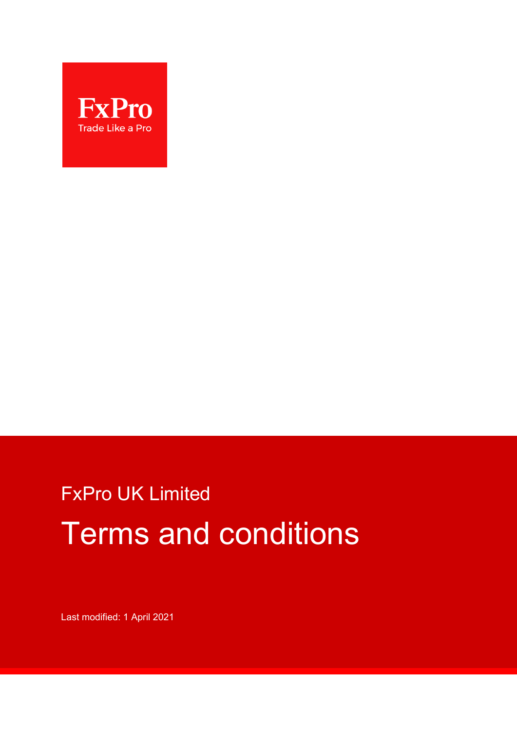FxPro

Trade Like a Pro

FxPro UK Limited

# Terms and conditions

Last modified: 1 April 2021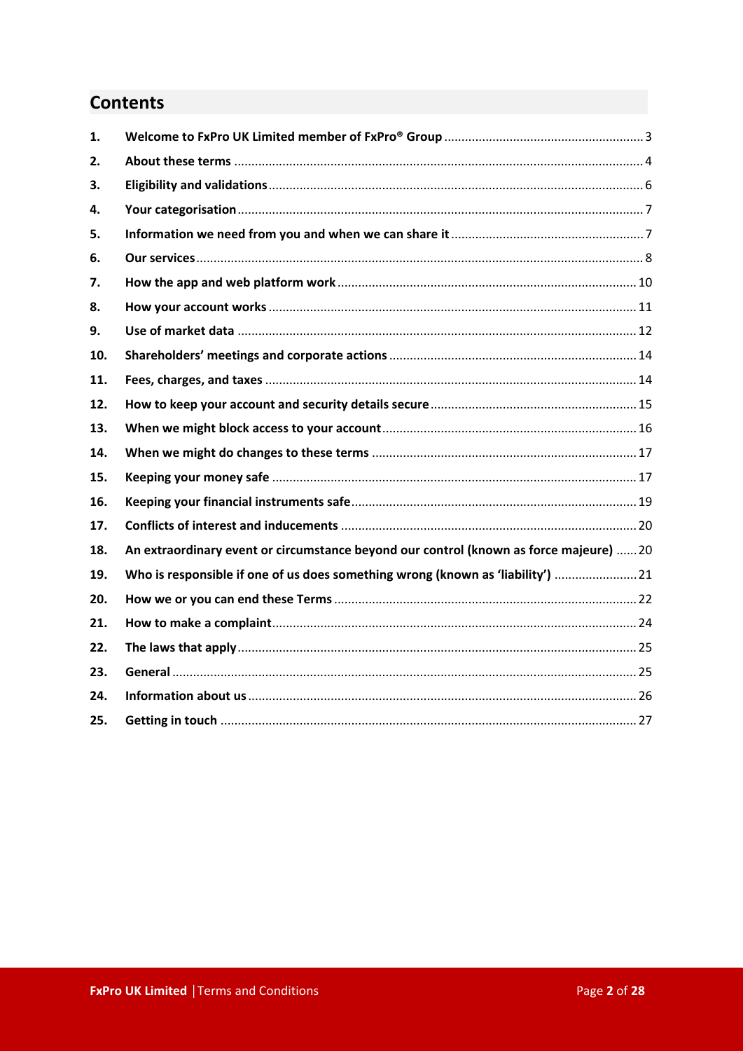## Contents

| | | |
|---|---|---|
| **1.** | **Welcome to FxPro UK Limited member of FxPro® Group** | 3 |
| **2.** | **About these terms** | 4 |
| **3.** | **Eligibility and validations** | 6 |
| **4.** | **Your categorisation** | 7 |
| **5.** | **Information we need from you and when we can share it** | 7 |
| **6.** | **Our services** | 8 |
| **7.** | **How the app and web platform work** | 10 |
| **8.** | **How your account works** | 11 |
| **9.** | **Use of market data** | 12 |
| **10.** | **Shareholders' meetings and corporate actions** | 14 |
| **11.** | **Fees, charges, and taxes** | 14 |
| **12.** | **How to keep your account and security details secure** | 15 |
| **13.** | **When we might block access to your account** | 16 |
| **14.** | **When we might do changes to these terms** | 17 |
| **15.** | **Keeping your money safe** | 17 |
| **16.** | **Keeping your financial instruments safe** | 19 |
| **17.** | **Conflicts of interest and inducements** | 20 |
| **18.** | **An extraordinary event or circumstance beyond our control (known as force majeure)** | 20 |
| **19.** | **Who is responsible if one of us does something wrong (known as 'liability')** | 21 |
| **20.** | **How we or you can end these Terms** | 22 |
| **21.** | **How to make a complaint** | 24 |
| **22.** | **The laws that apply** | 25 |
| **23.** | **General** | 25 |
| **24.** | **Information about us** | 26 |
| **25.** | **Getting in touch** | 27 |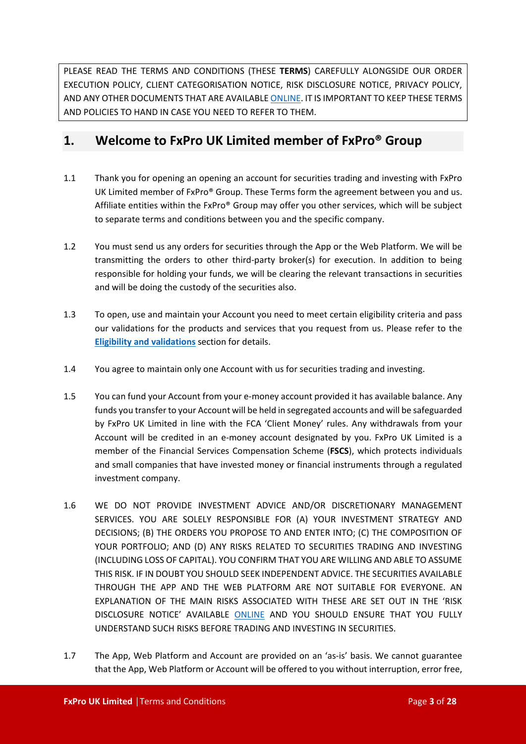PLEASE READ THE TERMS AND CONDITIONS (THESE **TERMS**) CAREFULLY ALONGSIDE OUR ORDER EXECUTION POLICY, CLIENT CATEGORISATION NOTICE, RISK DISCLOSURE NOTICE, PRIVACY POLICY, AND ANY OTHER DOCUMENTS THAT ARE AVAILABLE ONLINE. IT IS IMPORTANT TO KEEP THESE TERMS AND POLICIES TO HAND IN CASE YOU NEED TO REFER TO THEM.

## 1. Welcome to FxPro UK Limited member of FxPro® Group

1.1 Thank you for opening an opening an account for securities trading and investing with FxPro UK Limited member of FxPro® Group. These Terms form the agreement between you and us. Affiliate entities within the FxPro® Group may offer you other services, which will be subject to separate terms and conditions between you and the specific company.

1.2 You must send us any orders for securities through the App or the Web Platform. We will be transmitting the orders to other third-party broker(s) for execution. In addition to being responsible for holding your funds, we will be clearing the relevant transactions in securities and will be doing the custody of the securities also.

1.3 To open, use and maintain your Account you need to meet certain eligibility criteria and pass our validations for the products and services that you request from us. Please refer to the **Eligibility and validations** section for details.

1.4 You agree to maintain only one Account with us for securities trading and investing.

1.5 You can fund your Account from your e-money account provided it has available balance. Any funds you transfer to your Account will be held in segregated accounts and will be safeguarded by FxPro UK Limited in line with the FCA 'Client Money' rules. Any withdrawals from your Account will be credited in an e-money account designated by you. FxPro UK Limited is a member of the Financial Services Compensation Scheme (**FSCS**), which protects individuals and small companies that have invested money or financial instruments through a regulated investment company.

1.6 WE DO NOT PROVIDE INVESTMENT ADVICE AND/OR DISCRETIONARY MANAGEMENT SERVICES. YOU ARE SOLELY RESPONSIBLE FOR (A) YOUR INVESTMENT STRATEGY AND DECISIONS; (B) THE ORDERS YOU PROPOSE TO AND ENTER INTO; (C) THE COMPOSITION OF YOUR PORTFOLIO; AND (D) ANY RISKS RELATED TO SECURITIES TRADING AND INVESTING (INCLUDING LOSS OF CAPITAL). YOU CONFIRM THAT YOU ARE WILLING AND ABLE TO ASSUME THIS RISK. IF IN DOUBT YOU SHOULD SEEK INDEPENDENT ADVICE. THE SECURITIES AVAILABLE THROUGH THE APP AND THE WEB PLATFORM ARE NOT SUITABLE FOR EVERYONE. AN EXPLANATION OF THE MAIN RISKS ASSOCIATED WITH THESE ARE SET OUT IN THE 'RISK DISCLOSURE NOTICE' AVAILABLE ONLINE AND YOU SHOULD ENSURE THAT YOU FULLY UNDERSTAND SUCH RISKS BEFORE TRADING AND INVESTING IN SECURITIES.

1.7 The App, Web Platform and Account are provided on an 'as-is' basis. We cannot guarantee that the App, Web Platform or Account will be offered to you without interruption, error free,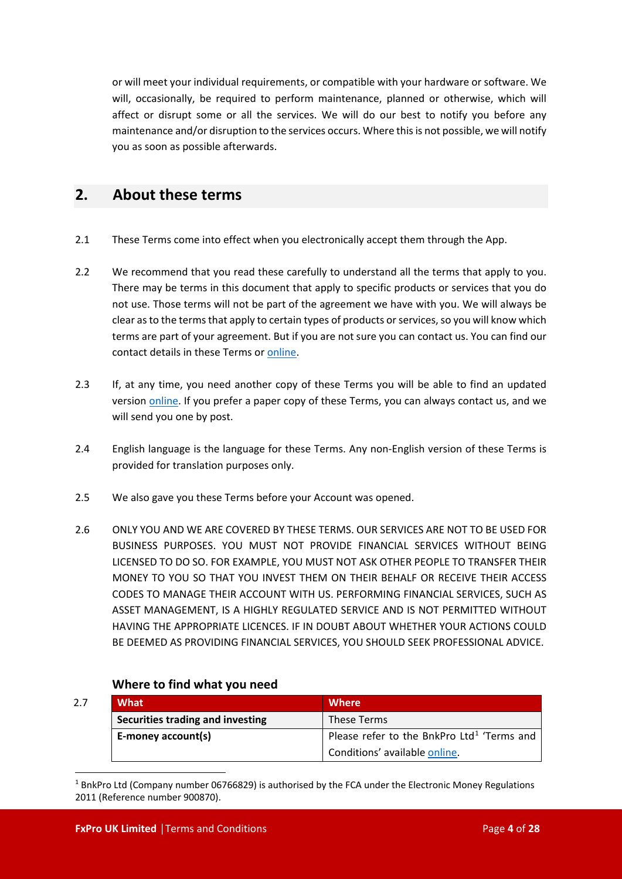or will meet your individual requirements, or compatible with your hardware or software. We will, occasionally, be required to perform maintenance, planned or otherwise, which will affect or disrupt some or all the services. We will do our best to notify you before any maintenance and/or disruption to the services occurs. Where this is not possible, we will notify you as soon as possible afterwards.

## 2. About these terms

2.1 These Terms come into effect when you electronically accept them through the App.

2.2 We recommend that you read these carefully to understand all the terms that apply to you. There may be terms in this document that apply to specific products or services that you do not use. Those terms will not be part of the agreement we have with you. We will always be clear as to the terms that apply to certain types of products or services, so you will know which terms are part of your agreement. But if you are not sure you can contact us. You can find our contact details in these Terms or online.

2.3 If, at any time, you need another copy of these Terms you will be able to find an updated version online. If you prefer a paper copy of these Terms, you can always contact us, and we will send you one by post.

2.4 English language is the language for these Terms. Any non-English version of these Terms is provided for translation purposes only.

2.5 We also gave you these Terms before your Account was opened.

2.6 ONLY YOU AND WE ARE COVERED BY THESE TERMS. OUR SERVICES ARE NOT TO BE USED FOR BUSINESS PURPOSES. YOU MUST NOT PROVIDE FINANCIAL SERVICES WITHOUT BEING LICENSED TO DO SO. FOR EXAMPLE, YOU MUST NOT ASK OTHER PEOPLE TO TRANSFER THEIR MONEY TO YOU SO THAT YOU INVEST THEM ON THEIR BEHALF OR RECEIVE THEIR ACCESS CODES TO MANAGE THEIR ACCOUNT WITH US. PERFORMING FINANCIAL SERVICES, SUCH AS ASSET MANAGEMENT, IS A HIGHLY REGULATED SERVICE AND IS NOT PERMITTED WITHOUT HAVING THE APPROPRIATE LICENCES. IF IN DOUBT ABOUT WHETHER YOUR ACTIONS COULD BE DEEMED AS PROVIDING FINANCIAL SERVICES, YOU SHOULD SEEK PROFESSIONAL ADVICE.

### Where to find what you need

2.7

| What | Where |
|---|---|
| **Securities trading and investing** | These Terms |
| **E-money account(s)** | Please refer to the BnkPro Ltd[1] 'Terms and Conditions' available online. |

[1] BnkPro Ltd (Company number 06766829) is authorised by the FCA under the Electronic Money Regulations 2011 (Reference number 900870).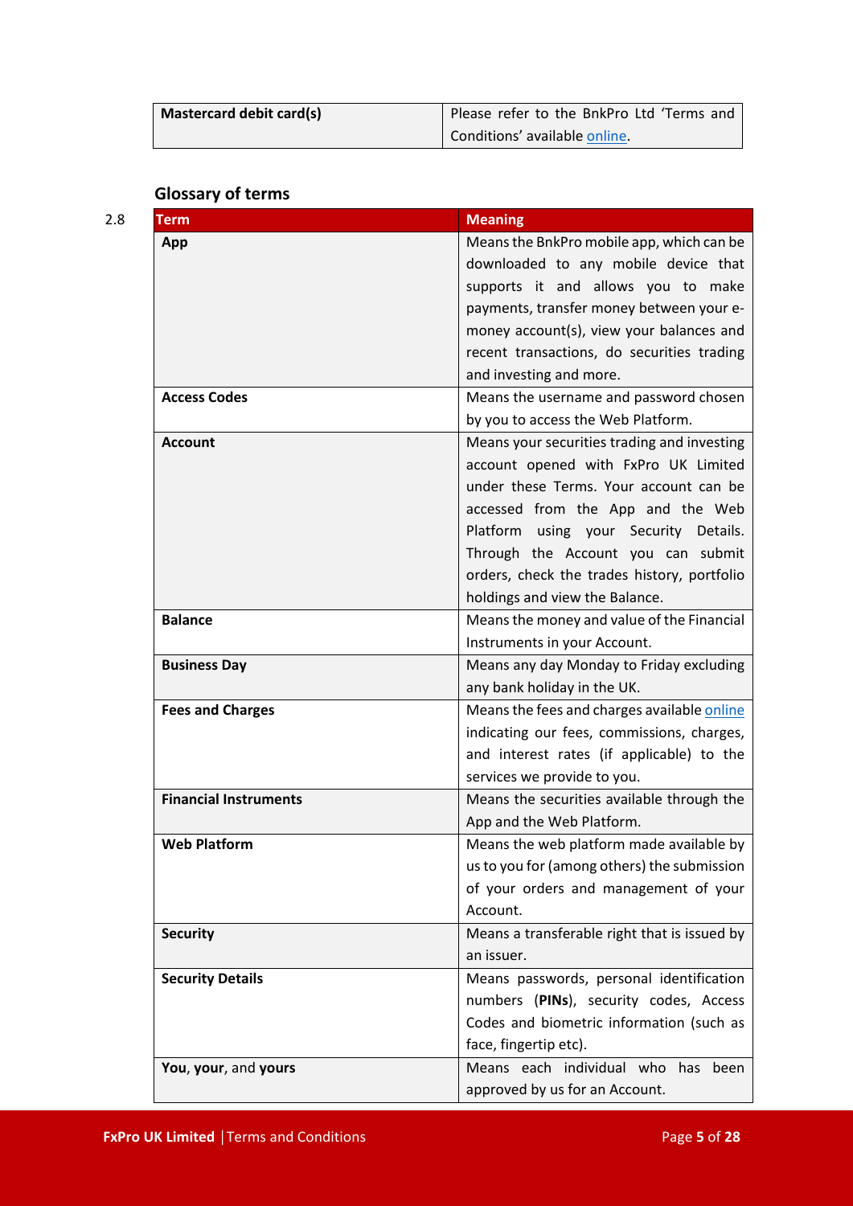| Mastercard debit card(s) | Please refer to the BnkPro Ltd 'Terms and Conditions' available online. |
|---|---|

## Glossary of terms

2.8

| Term | Meaning |
|---|---|
| **App** | Means the BnkPro mobile app, which can be downloaded to any mobile device that supports it and allows you to make payments, transfer money between your e-money account(s), view your balances and recent transactions, do securities trading and investing and more. |
| **Access Codes** | Means the username and password chosen by you to access the Web Platform. |
| **Account** | Means your securities trading and investing account opened with FxPro UK Limited under these Terms. Your account can be accessed from the App and the Web Platform using your Security Details. Through the Account you can submit orders, check the trades history, portfolio holdings and view the Balance. |
| **Balance** | Means the money and value of the Financial Instruments in your Account. |
| **Business Day** | Means any day Monday to Friday excluding any bank holiday in the UK. |
| **Fees and Charges** | Means the fees and charges available online indicating our fees, commissions, charges, and interest rates (if applicable) to the services we provide to you. |
| **Financial Instruments** | Means the securities available through the App and the Web Platform. |
| **Web Platform** | Means the web platform made available by us to you for (among others) the submission of your orders and management of your Account. |
| **Security** | Means a transferable right that is issued by an issuer. |
| **Security Details** | Means passwords, personal identification numbers (**PINs**), security codes, Access Codes and biometric information (such as face, fingertip etc). |
| **You**, **your**, and **yours** | Means each individual who has been approved by us for an Account. |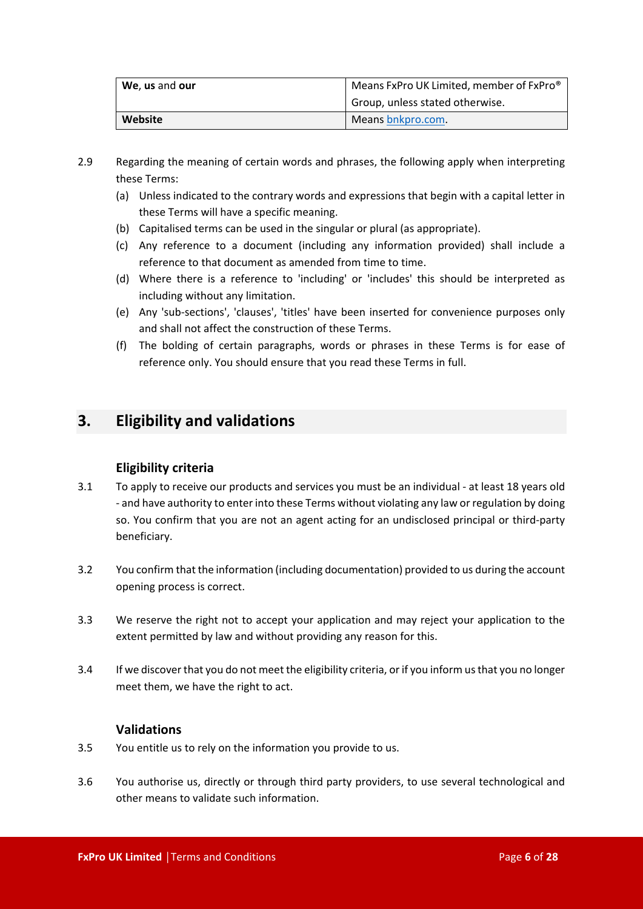| **We**, **us** and **our** | Means FxPro UK Limited, member of FxPro® Group, unless stated otherwise. |
| --- | --- |
| **Website** | Means bnkpro.com. |

2.9 Regarding the meaning of certain words and phrases, the following apply when interpreting these Terms:

(a) Unless indicated to the contrary words and expressions that begin with a capital letter in these Terms will have a specific meaning.

(b) Capitalised terms can be used in the singular or plural (as appropriate).

(c) Any reference to a document (including any information provided) shall include a reference to that document as amended from time to time.

(d) Where there is a reference to 'including' or 'includes' this should be interpreted as including without any limitation.

(e) Any 'sub-sections', 'clauses', 'titles' have been inserted for convenience purposes only and shall not affect the construction of these Terms.

(f) The bolding of certain paragraphs, words or phrases in these Terms is for ease of reference only. You should ensure that you read these Terms in full.

## 3. Eligibility and validations

### Eligibility criteria

3.1 To apply to receive our products and services you must be an individual - at least 18 years old - and have authority to enter into these Terms without violating any law or regulation by doing so. You confirm that you are not an agent acting for an undisclosed principal or third-party beneficiary.

3.2 You confirm that the information (including documentation) provided to us during the account opening process is correct.

3.3 We reserve the right not to accept your application and may reject your application to the extent permitted by law and without providing any reason for this.

3.4 If we discover that you do not meet the eligibility criteria, or if you inform us that you no longer meet them, we have the right to act.

### Validations

3.5 You entitle us to rely on the information you provide to us.

3.6 You authorise us, directly or through third party providers, to use several technological and other means to validate such information.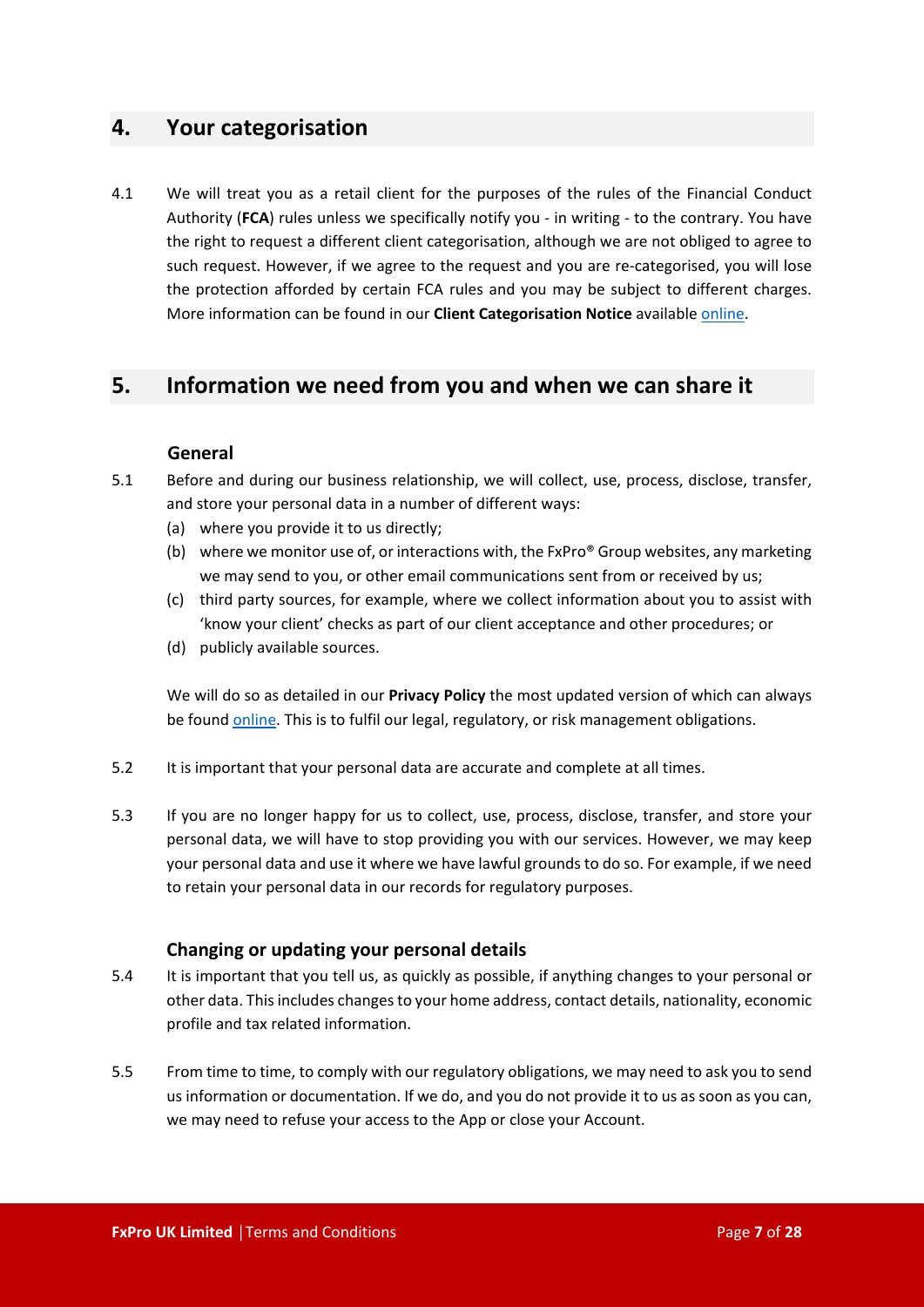## 4. Your categorisation

4.1 We will treat you as a retail client for the purposes of the rules of the Financial Conduct Authority (**FCA**) rules unless we specifically notify you - in writing - to the contrary. You have the right to request a different client categorisation, although we are not obliged to agree to such request. However, if we agree to the request and you are re-categorised, you will lose the protection afforded by certain FCA rules and you may be subject to different charges. More information can be found in our **Client Categorisation Notice** available online.

## 5. Information we need from you and when we can share it

### General

5.1 Before and during our business relationship, we will collect, use, process, disclose, transfer, and store your personal data in a number of different ways:

(a) where you provide it to us directly;

(b) where we monitor use of, or interactions with, the FxPro® Group websites, any marketing we may send to you, or other email communications sent from or received by us;

(c) third party sources, for example, where we collect information about you to assist with 'know your client' checks as part of our client acceptance and other procedures; or

(d) publicly available sources.

We will do so as detailed in our **Privacy Policy** the most updated version of which can always be found online. This is to fulfil our legal, regulatory, or risk management obligations.

5.2 It is important that your personal data are accurate and complete at all times.

5.3 If you are no longer happy for us to collect, use, process, disclose, transfer, and store your personal data, we will have to stop providing you with our services. However, we may keep your personal data and use it where we have lawful grounds to do so. For example, if we need to retain your personal data in our records for regulatory purposes.

### Changing or updating your personal details

5.4 It is important that you tell us, as quickly as possible, if anything changes to your personal or other data. This includes changes to your home address, contact details, nationality, economic profile and tax related information.

5.5 From time to time, to comply with our regulatory obligations, we may need to ask you to send us information or documentation. If we do, and you do not provide it to us as soon as you can, we may need to refuse your access to the App or close your Account.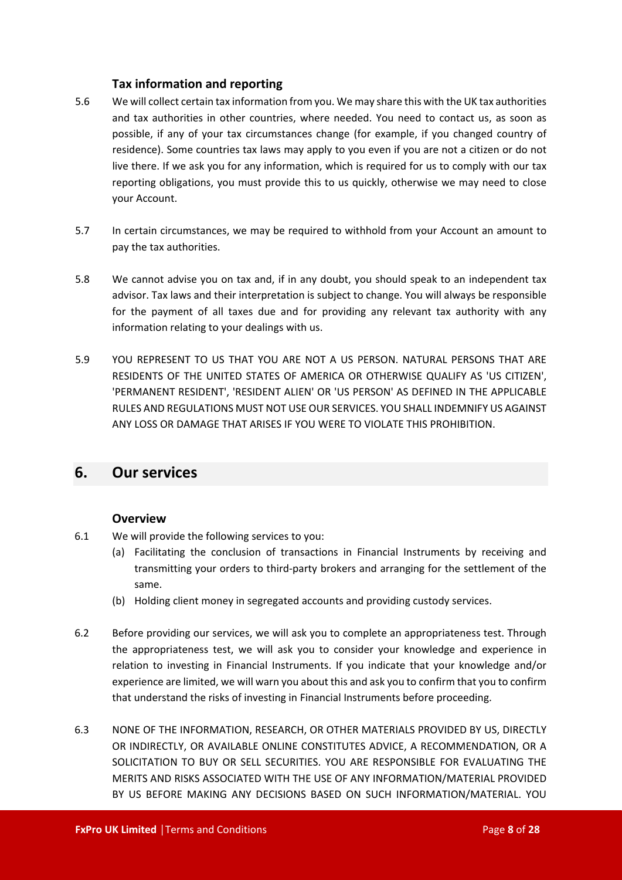### Tax information and reporting

5.6 We will collect certain tax information from you. We may share this with the UK tax authorities and tax authorities in other countries, where needed. You need to contact us, as soon as possible, if any of your tax circumstances change (for example, if you changed country of residence). Some countries tax laws may apply to you even if you are not a citizen or do not live there. If we ask you for any information, which is required for us to comply with our tax reporting obligations, you must provide this to us quickly, otherwise we may need to close your Account.

5.7 In certain circumstances, we may be required to withhold from your Account an amount to pay the tax authorities.

5.8 We cannot advise you on tax and, if in any doubt, you should speak to an independent tax advisor. Tax laws and their interpretation is subject to change. You will always be responsible for the payment of all taxes due and for providing any relevant tax authority with any information relating to your dealings with us.

5.9 YOU REPRESENT TO US THAT YOU ARE NOT A US PERSON. NATURAL PERSONS THAT ARE RESIDENTS OF THE UNITED STATES OF AMERICA OR OTHERWISE QUALIFY AS 'US CITIZEN', 'PERMANENT RESIDENT', 'RESIDENT ALIEN' OR 'US PERSON' AS DEFINED IN THE APPLICABLE RULES AND REGULATIONS MUST NOT USE OUR SERVICES. YOU SHALL INDEMNIFY US AGAINST ANY LOSS OR DAMAGE THAT ARISES IF YOU WERE TO VIOLATE THIS PROHIBITION.

## 6. Our services

### Overview

6.1 We will provide the following services to you:

(a) Facilitating the conclusion of transactions in Financial Instruments by receiving and transmitting your orders to third-party brokers and arranging for the settlement of the same.

(b) Holding client money in segregated accounts and providing custody services.

6.2 Before providing our services, we will ask you to complete an appropriateness test. Through the appropriateness test, we will ask you to consider your knowledge and experience in relation to investing in Financial Instruments. If you indicate that your knowledge and/or experience are limited, we will warn you about this and ask you to confirm that you to confirm that understand the risks of investing in Financial Instruments before proceeding.

6.3 NONE OF THE INFORMATION, RESEARCH, OR OTHER MATERIALS PROVIDED BY US, DIRECTLY OR INDIRECTLY, OR AVAILABLE ONLINE CONSTITUTES ADVICE, A RECOMMENDATION, OR A SOLICITATION TO BUY OR SELL SECURITIES. YOU ARE RESPONSIBLE FOR EVALUATING THE MERITS AND RISKS ASSOCIATED WITH THE USE OF ANY INFORMATION/MATERIAL PROVIDED BY US BEFORE MAKING ANY DECISIONS BASED ON SUCH INFORMATION/MATERIAL. YOU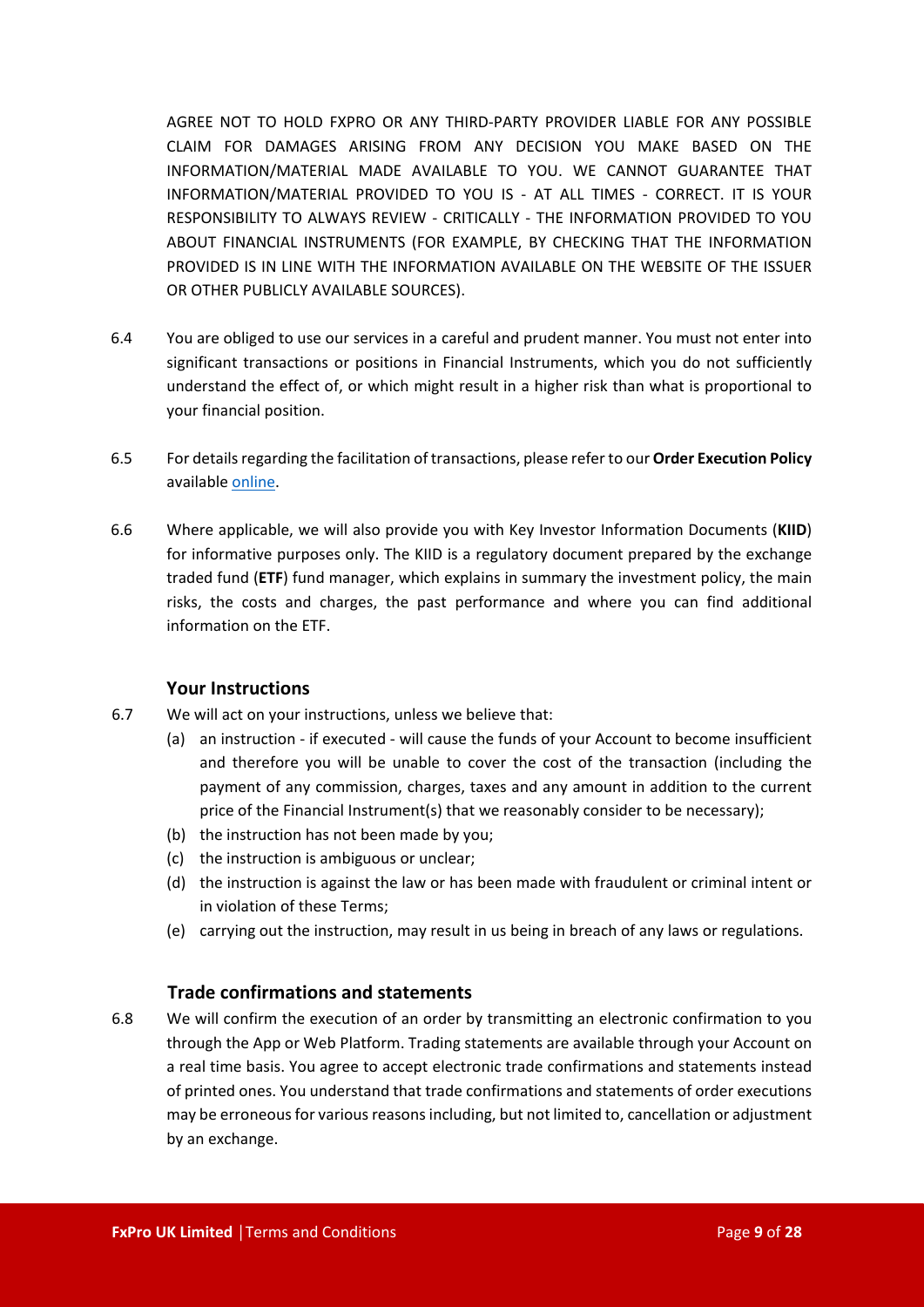AGREE NOT TO HOLD FXPRO OR ANY THIRD-PARTY PROVIDER LIABLE FOR ANY POSSIBLE CLAIM FOR DAMAGES ARISING FROM ANY DECISION YOU MAKE BASED ON THE INFORMATION/MATERIAL MADE AVAILABLE TO YOU. WE CANNOT GUARANTEE THAT INFORMATION/MATERIAL PROVIDED TO YOU IS - AT ALL TIMES - CORRECT. IT IS YOUR RESPONSIBILITY TO ALWAYS REVIEW - CRITICALLY - THE INFORMATION PROVIDED TO YOU ABOUT FINANCIAL INSTRUMENTS (FOR EXAMPLE, BY CHECKING THAT THE INFORMATION PROVIDED IS IN LINE WITH THE INFORMATION AVAILABLE ON THE WEBSITE OF THE ISSUER OR OTHER PUBLICLY AVAILABLE SOURCES).

6.4 You are obliged to use our services in a careful and prudent manner. You must not enter into significant transactions or positions in Financial Instruments, which you do not sufficiently understand the effect of, or which might result in a higher risk than what is proportional to your financial position.

6.5 For details regarding the facilitation of transactions, please refer to our **Order Execution Policy** available online.

6.6 Where applicable, we will also provide you with Key Investor Information Documents (**KIID**) for informative purposes only. The KIID is a regulatory document prepared by the exchange traded fund (**ETF**) fund manager, which explains in summary the investment policy, the main risks, the costs and charges, the past performance and where you can find additional information on the ETF.

### Your Instructions

6.7 We will act on your instructions, unless we believe that:

(a) an instruction - if executed - will cause the funds of your Account to become insufficient and therefore you will be unable to cover the cost of the transaction (including the payment of any commission, charges, taxes and any amount in addition to the current price of the Financial Instrument(s) that we reasonably consider to be necessary);

(b) the instruction has not been made by you;

(c) the instruction is ambiguous or unclear;

(d) the instruction is against the law or has been made with fraudulent or criminal intent or in violation of these Terms;

(e) carrying out the instruction, may result in us being in breach of any laws or regulations.

### Trade confirmations and statements

6.8 We will confirm the execution of an order by transmitting an electronic confirmation to you through the App or Web Platform. Trading statements are available through your Account on a real time basis. You agree to accept electronic trade confirmations and statements instead of printed ones. You understand that trade confirmations and statements of order executions may be erroneous for various reasons including, but not limited to, cancellation or adjustment by an exchange.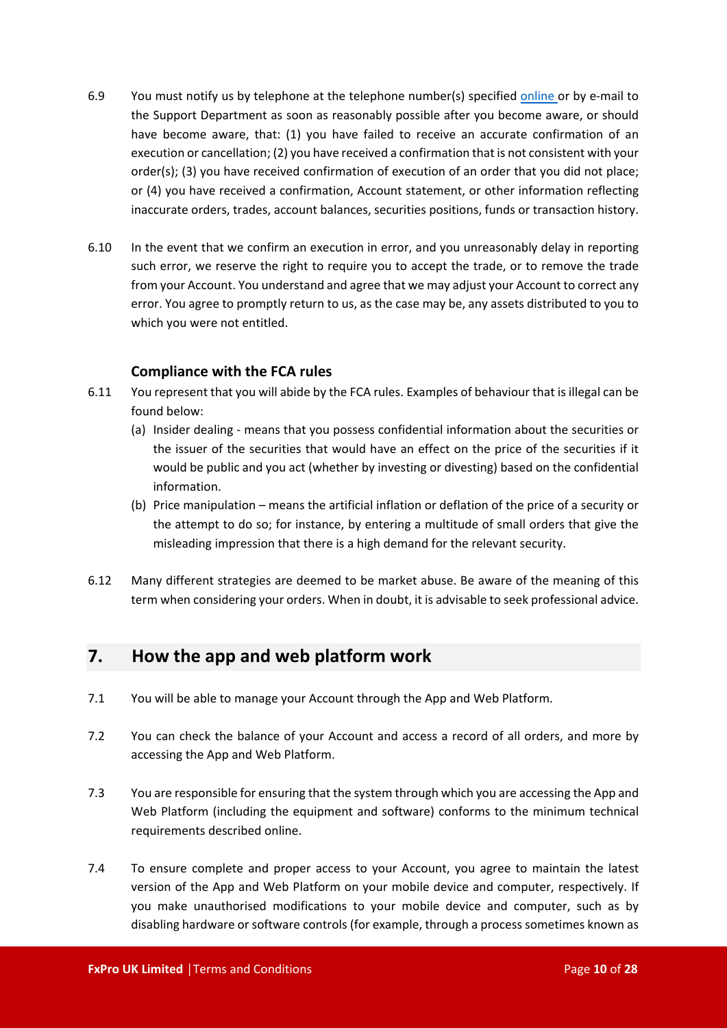6.9 You must notify us by telephone at the telephone number(s) specified [online](online) or by e-mail to the Support Department as soon as reasonably possible after you become aware, or should have become aware, that: (1) you have failed to receive an accurate confirmation of an execution or cancellation; (2) you have received a confirmation that is not consistent with your order(s); (3) you have received confirmation of execution of an order that you did not place; or (4) you have received a confirmation, Account statement, or other information reflecting inaccurate orders, trades, account balances, securities positions, funds or transaction history.

6.10 In the event that we confirm an execution in error, and you unreasonably delay in reporting such error, we reserve the right to require you to accept the trade, or to remove the trade from your Account. You understand and agree that we may adjust your Account to correct any error. You agree to promptly return to us, as the case may be, any assets distributed to you to which you were not entitled.

### Compliance with the FCA rules

6.11 You represent that you will abide by the FCA rules. Examples of behaviour that is illegal can be found below:

(a) Insider dealing - means that you possess confidential information about the securities or the issuer of the securities that would have an effect on the price of the securities if it would be public and you act (whether by investing or divesting) based on the confidential information.

(b) Price manipulation – means the artificial inflation or deflation of the price of a security or the attempt to do so; for instance, by entering a multitude of small orders that give the misleading impression that there is a high demand for the relevant security.

6.12 Many different strategies are deemed to be market abuse. Be aware of the meaning of this term when considering your orders. When in doubt, it is advisable to seek professional advice.

## 7. How the app and web platform work

7.1 You will be able to manage your Account through the App and Web Platform.

7.2 You can check the balance of your Account and access a record of all orders, and more by accessing the App and Web Platform.

7.3 You are responsible for ensuring that the system through which you are accessing the App and Web Platform (including the equipment and software) conforms to the minimum technical requirements described online.

7.4 To ensure complete and proper access to your Account, you agree to maintain the latest version of the App and Web Platform on your mobile device and computer, respectively. If you make unauthorised modifications to your mobile device and computer, such as by disabling hardware or software controls (for example, through a process sometimes known as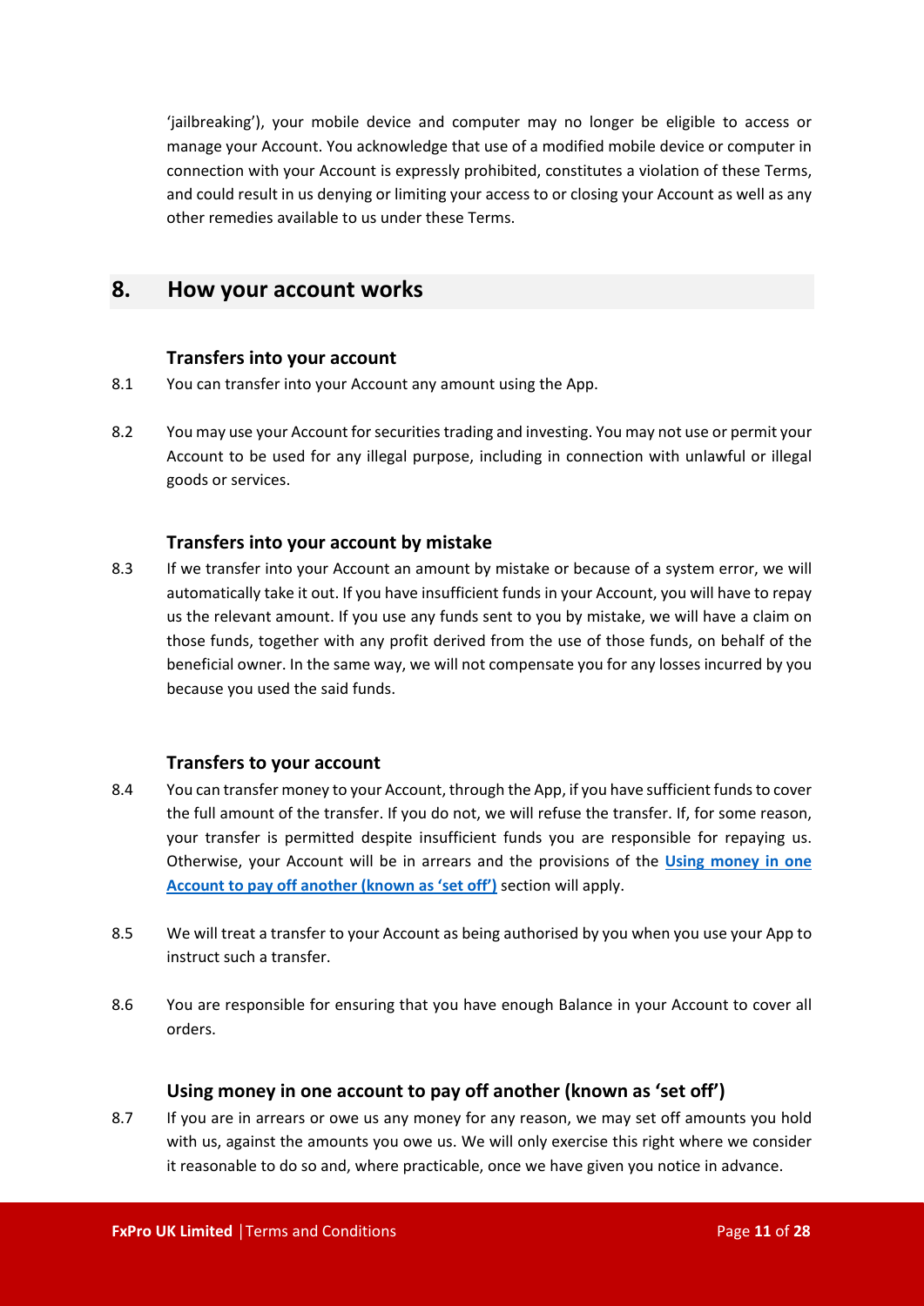'jailbreaking'), your mobile device and computer may no longer be eligible to access or manage your Account. You acknowledge that use of a modified mobile device or computer in connection with your Account is expressly prohibited, constitutes a violation of these Terms, and could result in us denying or limiting your access to or closing your Account as well as any other remedies available to us under these Terms.

## 8. How your account works

### Transfers into your account

8.1 You can transfer into your Account any amount using the App.

8.2 You may use your Account for securities trading and investing. You may not use or permit your Account to be used for any illegal purpose, including in connection with unlawful or illegal goods or services.

### Transfers into your account by mistake

8.3 If we transfer into your Account an amount by mistake or because of a system error, we will automatically take it out. If you have insufficient funds in your Account, you will have to repay us the relevant amount. If you use any funds sent to you by mistake, we will have a claim on those funds, together with any profit derived from the use of those funds, on behalf of the beneficial owner. In the same way, we will not compensate you for any losses incurred by you because you used the said funds.

### Transfers to your account

8.4 You can transfer money to your Account, through the App, if you have sufficient funds to cover the full amount of the transfer. If you do not, we will refuse the transfer. If, for some reason, your transfer is permitted despite insufficient funds you are responsible for repaying us. Otherwise, your Account will be in arrears and the provisions of the **Using money in one Account to pay off another (known as 'set off')** section will apply.

8.5 We will treat a transfer to your Account as being authorised by you when you use your App to instruct such a transfer.

8.6 You are responsible for ensuring that you have enough Balance in your Account to cover all orders.

### Using money in one account to pay off another (known as 'set off')

8.7 If you are in arrears or owe us any money for any reason, we may set off amounts you hold with us, against the amounts you owe us. We will only exercise this right where we consider it reasonable to do so and, where practicable, once we have given you notice in advance.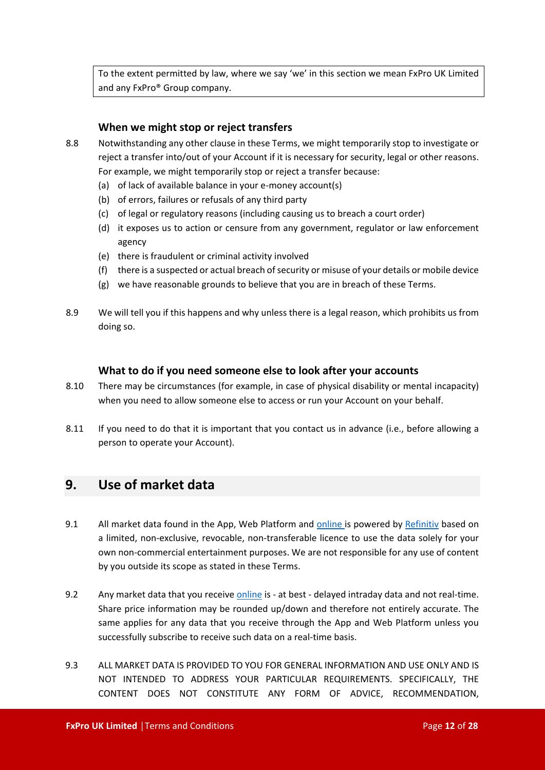To the extent permitted by law, where we say 'we' in this section we mean FxPro UK Limited and any FxPro® Group company.

### When we might stop or reject transfers

8.8 Notwithstanding any other clause in these Terms, we might temporarily stop to investigate or reject a transfer into/out of your Account if it is necessary for security, legal or other reasons. For example, we might temporarily stop or reject a transfer because:

(a) of lack of available balance in your e-money account(s)

(b) of errors, failures or refusals of any third party

(c) of legal or regulatory reasons (including causing us to breach a court order)

(d) it exposes us to action or censure from any government, regulator or law enforcement agency

(e) there is fraudulent or criminal activity involved

(f) there is a suspected or actual breach of security or misuse of your details or mobile device

(g) we have reasonable grounds to believe that you are in breach of these Terms.

8.9 We will tell you if this happens and why unless there is a legal reason, which prohibits us from doing so.

### What to do if you need someone else to look after your accounts

8.10 There may be circumstances (for example, in case of physical disability or mental incapacity) when you need to allow someone else to access or run your Account on your behalf.

8.11 If you need to do that it is important that you contact us in advance (i.e., before allowing a person to operate your Account).

## 9. Use of market data

9.1 All market data found in the App, Web Platform and online is powered by Refinitiv based on a limited, non-exclusive, revocable, non-transferable licence to use the data solely for your own non-commercial entertainment purposes. We are not responsible for any use of content by you outside its scope as stated in these Terms.

9.2 Any market data that you receive online is - at best - delayed intraday data and not real-time. Share price information may be rounded up/down and therefore not entirely accurate. The same applies for any data that you receive through the App and Web Platform unless you successfully subscribe to receive such data on a real-time basis.

9.3 ALL MARKET DATA IS PROVIDED TO YOU FOR GENERAL INFORMATION AND USE ONLY AND IS NOT INTENDED TO ADDRESS YOUR PARTICULAR REQUIREMENTS. SPECIFICALLY, THE CONTENT DOES NOT CONSTITUTE ANY FORM OF ADVICE, RECOMMENDATION,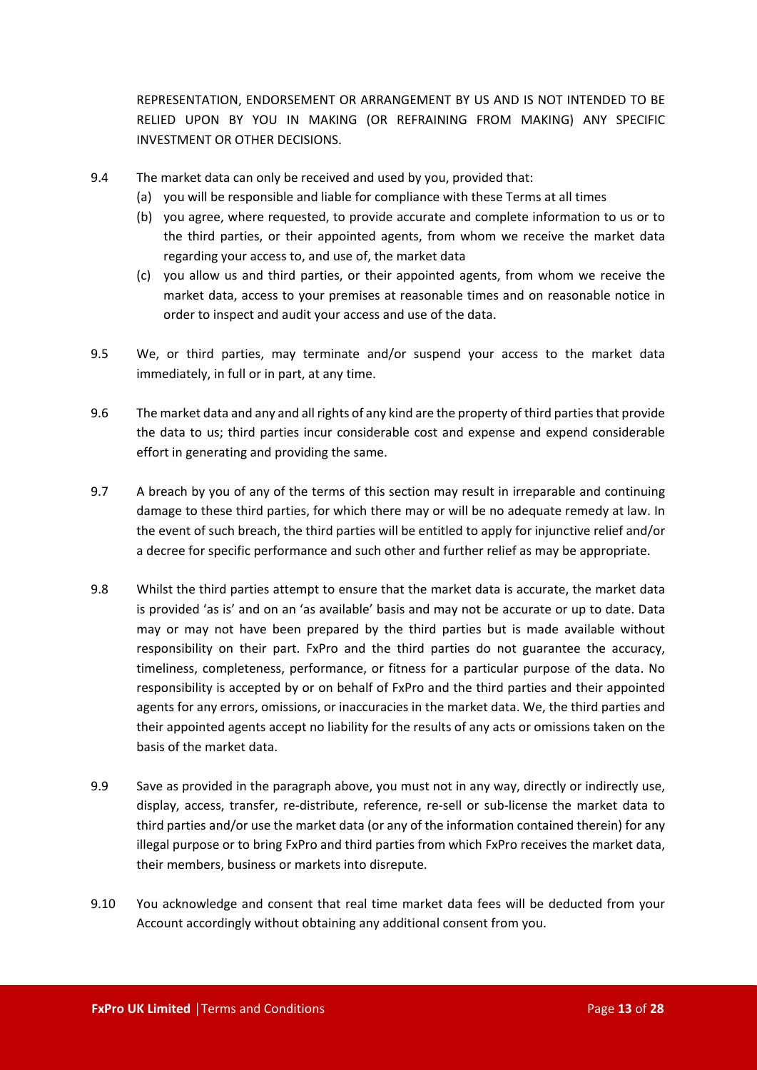REPRESENTATION, ENDORSEMENT OR ARRANGEMENT BY US AND IS NOT INTENDED TO BE RELIED UPON BY YOU IN MAKING (OR REFRAINING FROM MAKING) ANY SPECIFIC INVESTMENT OR OTHER DECISIONS.

9.4 The market data can only be received and used by you, provided that:

(a) you will be responsible and liable for compliance with these Terms at all times

(b) you agree, where requested, to provide accurate and complete information to us or to the third parties, or their appointed agents, from whom we receive the market data regarding your access to, and use of, the market data

(c) you allow us and third parties, or their appointed agents, from whom we receive the market data, access to your premises at reasonable times and on reasonable notice in order to inspect and audit your access and use of the data.

9.5 We, or third parties, may terminate and/or suspend your access to the market data immediately, in full or in part, at any time.

9.6 The market data and any and all rights of any kind are the property of third parties that provide the data to us; third parties incur considerable cost and expense and expend considerable effort in generating and providing the same.

9.7 A breach by you of any of the terms of this section may result in irreparable and continuing damage to these third parties, for which there may or will be no adequate remedy at law. In the event of such breach, the third parties will be entitled to apply for injunctive relief and/or a decree for specific performance and such other and further relief as may be appropriate.

9.8 Whilst the third parties attempt to ensure that the market data is accurate, the market data is provided 'as is' and on an 'as available' basis and may not be accurate or up to date. Data may or may not have been prepared by the third parties but is made available without responsibility on their part. FxPro and the third parties do not guarantee the accuracy, timeliness, completeness, performance, or fitness for a particular purpose of the data. No responsibility is accepted by or on behalf of FxPro and the third parties and their appointed agents for any errors, omissions, or inaccuracies in the market data. We, the third parties and their appointed agents accept no liability for the results of any acts or omissions taken on the basis of the market data.

9.9 Save as provided in the paragraph above, you must not in any way, directly or indirectly use, display, access, transfer, re-distribute, reference, re-sell or sub-license the market data to third parties and/or use the market data (or any of the information contained therein) for any illegal purpose or to bring FxPro and third parties from which FxPro receives the market data, their members, business or markets into disrepute.

9.10 You acknowledge and consent that real time market data fees will be deducted from your Account accordingly without obtaining any additional consent from you.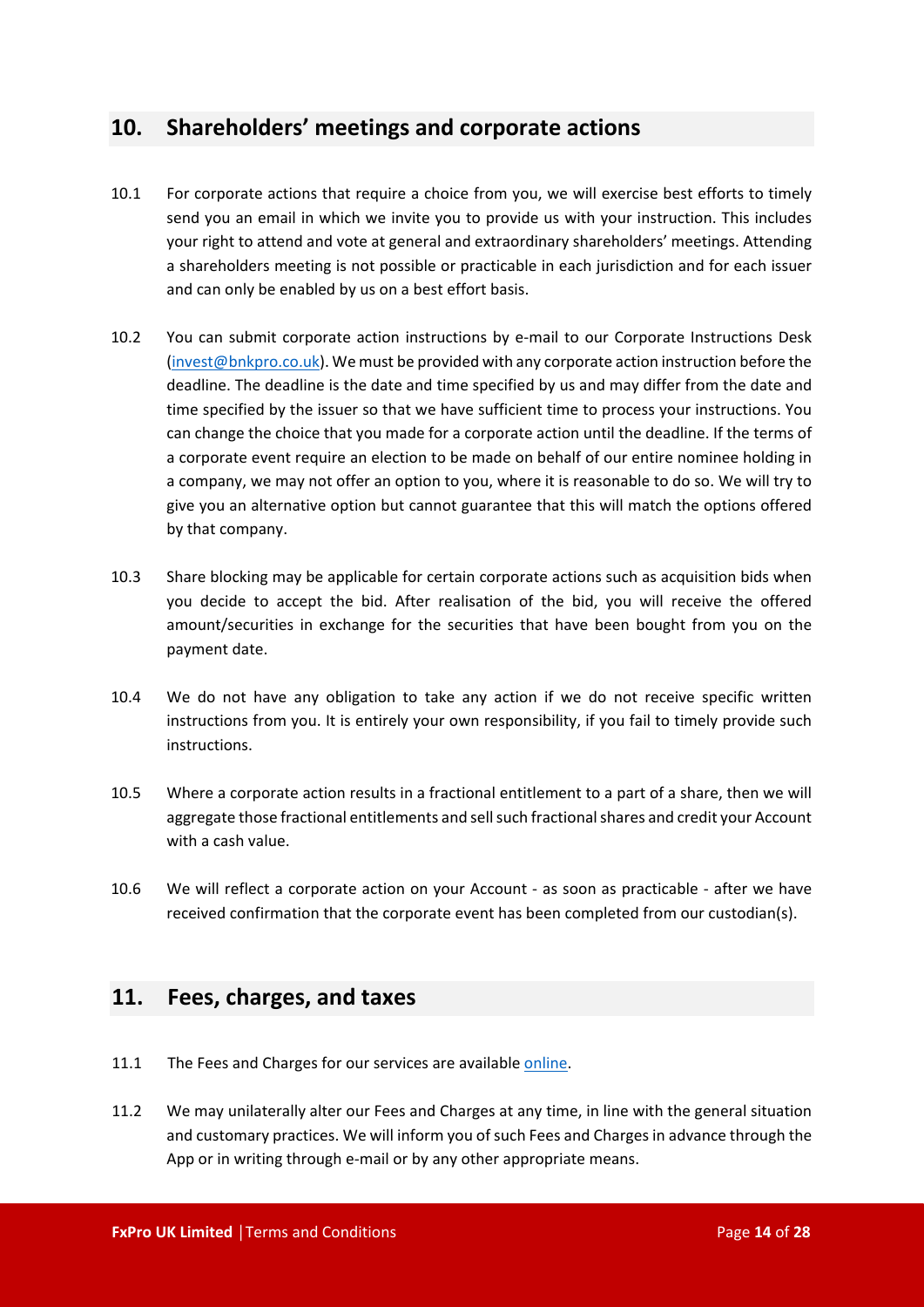## 10. Shareholders' meetings and corporate actions

10.1 For corporate actions that require a choice from you, we will exercise best efforts to timely send you an email in which we invite you to provide us with your instruction. This includes your right to attend and vote at general and extraordinary shareholders' meetings. Attending a shareholders meeting is not possible or practicable in each jurisdiction and for each issuer and can only be enabled by us on a best effort basis.

10.2 You can submit corporate action instructions by e-mail to our Corporate Instructions Desk (invest@bnkpro.co.uk). We must be provided with any corporate action instruction before the deadline. The deadline is the date and time specified by us and may differ from the date and time specified by the issuer so that we have sufficient time to process your instructions. You can change the choice that you made for a corporate action until the deadline. If the terms of a corporate event require an election to be made on behalf of our entire nominee holding in a company, we may not offer an option to you, where it is reasonable to do so. We will try to give you an alternative option but cannot guarantee that this will match the options offered by that company.

10.3 Share blocking may be applicable for certain corporate actions such as acquisition bids when you decide to accept the bid. After realisation of the bid, you will receive the offered amount/securities in exchange for the securities that have been bought from you on the payment date.

10.4 We do not have any obligation to take any action if we do not receive specific written instructions from you. It is entirely your own responsibility, if you fail to timely provide such instructions.

10.5 Where a corporate action results in a fractional entitlement to a part of a share, then we will aggregate those fractional entitlements and sell such fractional shares and credit your Account with a cash value.

10.6 We will reflect a corporate action on your Account - as soon as practicable - after we have received confirmation that the corporate event has been completed from our custodian(s).

## 11. Fees, charges, and taxes

11.1 The Fees and Charges for our services are available online.

11.2 We may unilaterally alter our Fees and Charges at any time, in line with the general situation and customary practices. We will inform you of such Fees and Charges in advance through the App or in writing through e-mail or by any other appropriate means.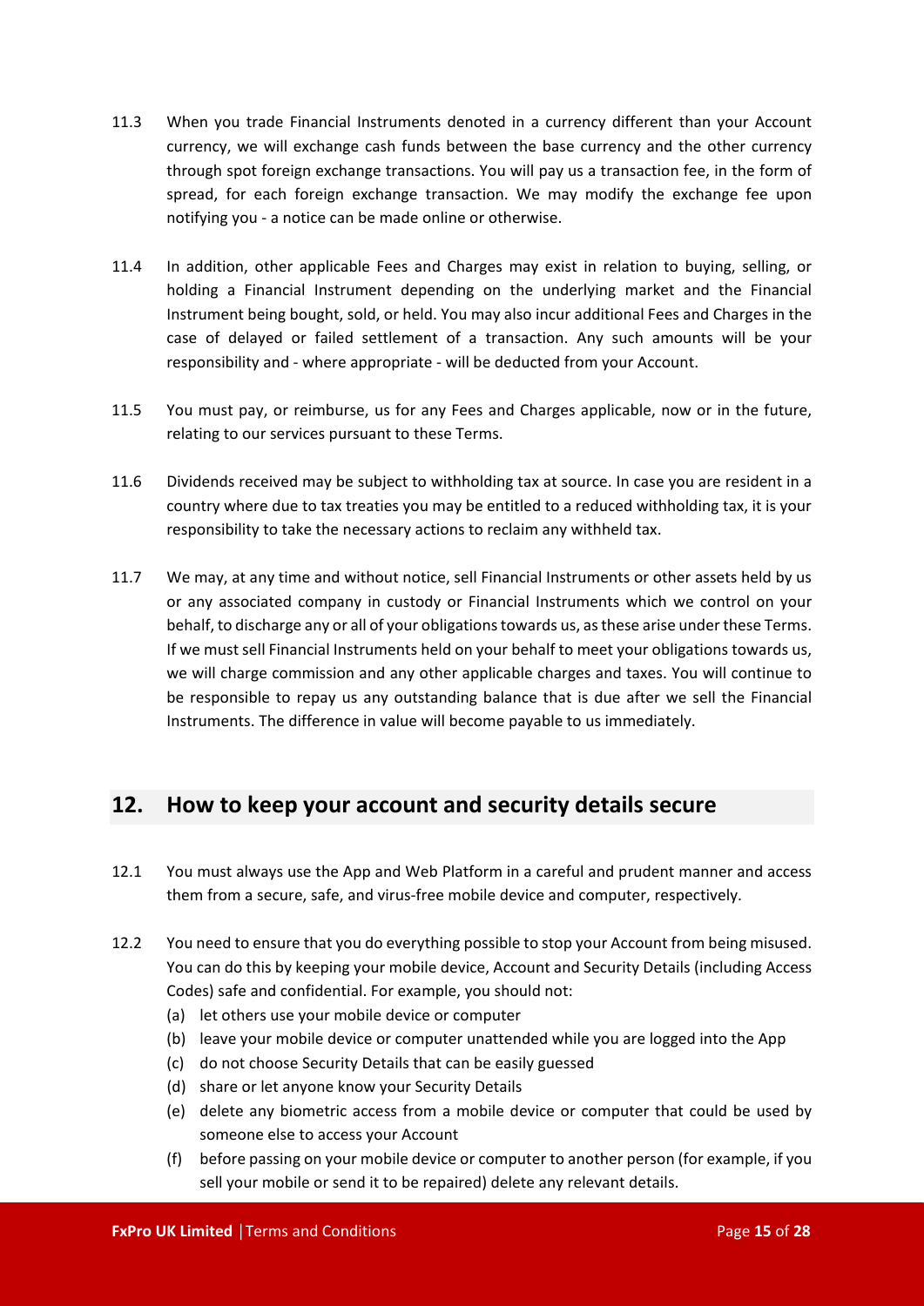11.3 When you trade Financial Instruments denoted in a currency different than your Account currency, we will exchange cash funds between the base currency and the other currency through spot foreign exchange transactions. You will pay us a transaction fee, in the form of spread, for each foreign exchange transaction. We may modify the exchange fee upon notifying you - a notice can be made online or otherwise.

11.4 In addition, other applicable Fees and Charges may exist in relation to buying, selling, or holding a Financial Instrument depending on the underlying market and the Financial Instrument being bought, sold, or held. You may also incur additional Fees and Charges in the case of delayed or failed settlement of a transaction. Any such amounts will be your responsibility and - where appropriate - will be deducted from your Account.

11.5 You must pay, or reimburse, us for any Fees and Charges applicable, now or in the future, relating to our services pursuant to these Terms.

11.6 Dividends received may be subject to withholding tax at source. In case you are resident in a country where due to tax treaties you may be entitled to a reduced withholding tax, it is your responsibility to take the necessary actions to reclaim any withheld tax.

11.7 We may, at any time and without notice, sell Financial Instruments or other assets held by us or any associated company in custody or Financial Instruments which we control on your behalf, to discharge any or all of your obligations towards us, as these arise under these Terms. If we must sell Financial Instruments held on your behalf to meet your obligations towards us, we will charge commission and any other applicable charges and taxes. You will continue to be responsible to repay us any outstanding balance that is due after we sell the Financial Instruments. The difference in value will become payable to us immediately.

## 12. How to keep your account and security details secure

12.1 You must always use the App and Web Platform in a careful and prudent manner and access them from a secure, safe, and virus-free mobile device and computer, respectively.

12.2 You need to ensure that you do everything possible to stop your Account from being misused. You can do this by keeping your mobile device, Account and Security Details (including Access Codes) safe and confidential. For example, you should not:

(a) let others use your mobile device or computer
(b) leave your mobile device or computer unattended while you are logged into the App
(c) do not choose Security Details that can be easily guessed
(d) share or let anyone know your Security Details
(e) delete any biometric access from a mobile device or computer that could be used by someone else to access your Account
(f) before passing on your mobile device or computer to another person (for example, if you sell your mobile or send it to be repaired) delete any relevant details.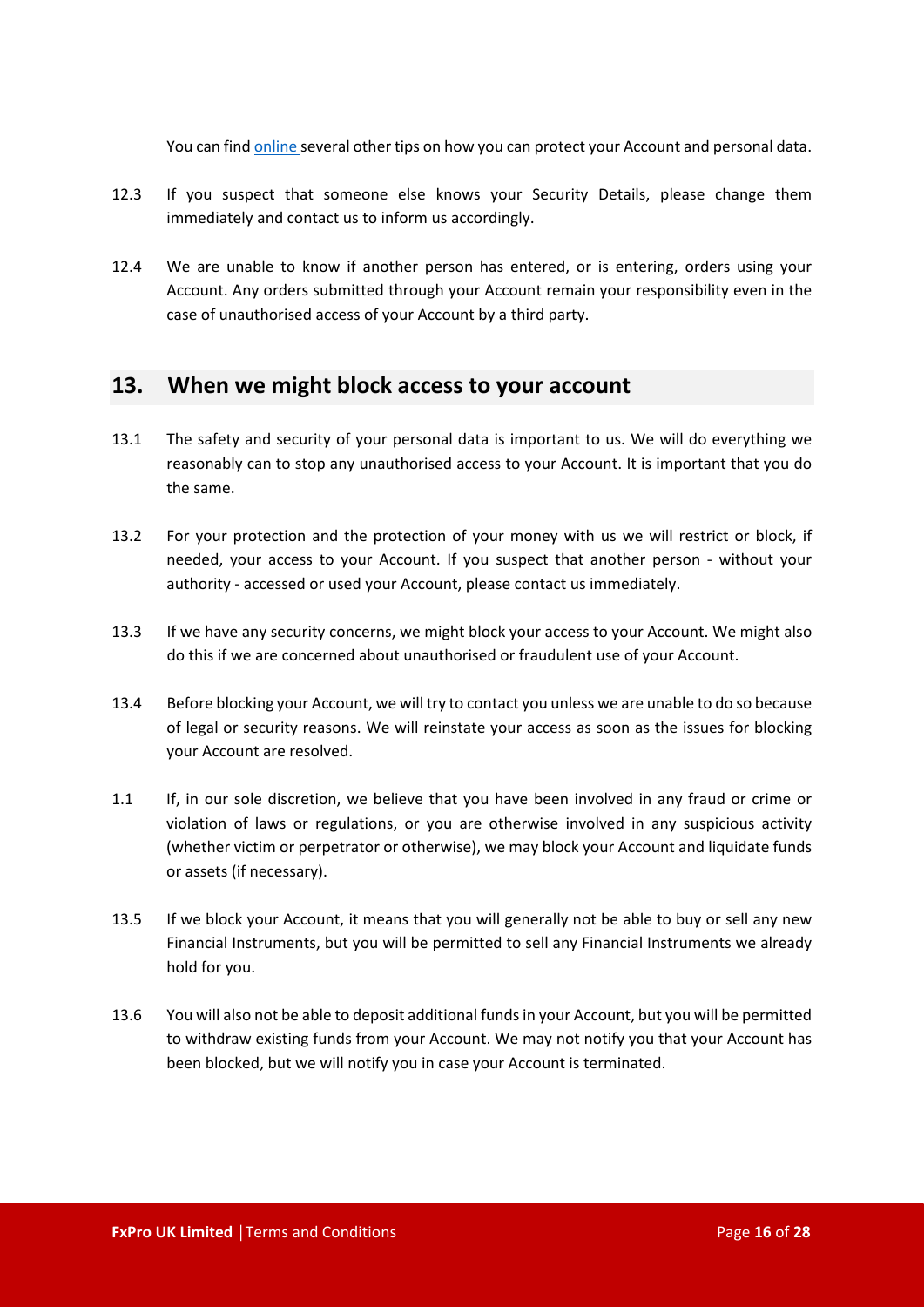You can find [online](#) several other tips on how you can protect your Account and personal data.

12.3 If you suspect that someone else knows your Security Details, please change them immediately and contact us to inform us accordingly.

12.4 We are unable to know if another person has entered, or is entering, orders using your Account. Any orders submitted through your Account remain your responsibility even in the case of unauthorised access of your Account by a third party.

## 13. When we might block access to your account

13.1 The safety and security of your personal data is important to us. We will do everything we reasonably can to stop any unauthorised access to your Account. It is important that you do the same.

13.2 For your protection and the protection of your money with us we will restrict or block, if needed, your access to your Account. If you suspect that another person - without your authority - accessed or used your Account, please contact us immediately.

13.3 If we have any security concerns, we might block your access to your Account. We might also do this if we are concerned about unauthorised or fraudulent use of your Account.

13.4 Before blocking your Account, we will try to contact you unless we are unable to do so because of legal or security reasons. We will reinstate your access as soon as the issues for blocking your Account are resolved.

1.1 If, in our sole discretion, we believe that you have been involved in any fraud or crime or violation of laws or regulations, or you are otherwise involved in any suspicious activity (whether victim or perpetrator or otherwise), we may block your Account and liquidate funds or assets (if necessary).

13.5 If we block your Account, it means that you will generally not be able to buy or sell any new Financial Instruments, but you will be permitted to sell any Financial Instruments we already hold for you.

13.6 You will also not be able to deposit additional funds in your Account, but you will be permitted to withdraw existing funds from your Account. We may not notify you that your Account has been blocked, but we will notify you in case your Account is terminated.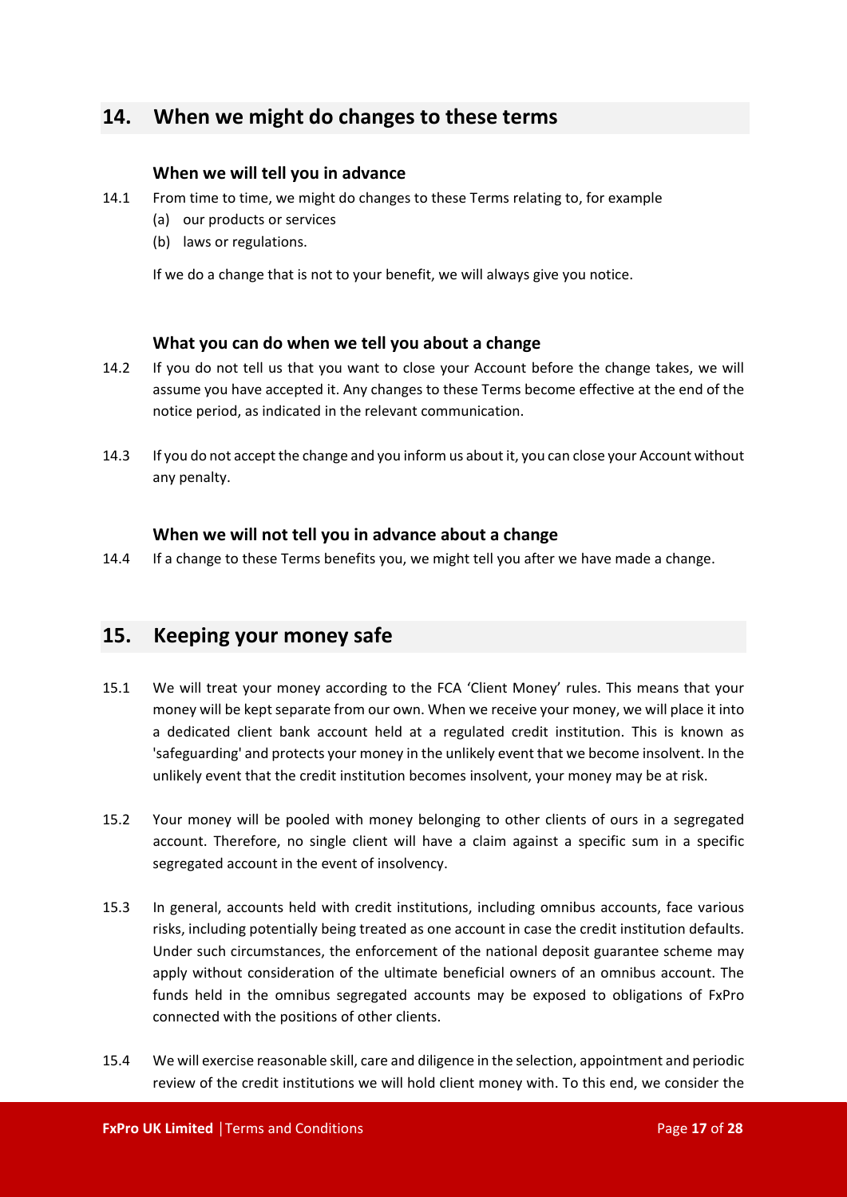## 14. When we might do changes to these terms

### When we will tell you in advance

14.1 From time to time, we might do changes to these Terms relating to, for example

(a) our products or services

(b) laws or regulations.

If we do a change that is not to your benefit, we will always give you notice.

### What you can do when we tell you about a change

14.2 If you do not tell us that you want to close your Account before the change takes, we will assume you have accepted it. Any changes to these Terms become effective at the end of the notice period, as indicated in the relevant communication.

14.3 If you do not accept the change and you inform us about it, you can close your Account without any penalty.

### When we will not tell you in advance about a change

14.4 If a change to these Terms benefits you, we might tell you after we have made a change.

## 15. Keeping your money safe

15.1 We will treat your money according to the FCA 'Client Money' rules. This means that your money will be kept separate from our own. When we receive your money, we will place it into a dedicated client bank account held at a regulated credit institution. This is known as 'safeguarding' and protects your money in the unlikely event that we become insolvent. In the unlikely event that the credit institution becomes insolvent, your money may be at risk.

15.2 Your money will be pooled with money belonging to other clients of ours in a segregated account. Therefore, no single client will have a claim against a specific sum in a specific segregated account in the event of insolvency.

15.3 In general, accounts held with credit institutions, including omnibus accounts, face various risks, including potentially being treated as one account in case the credit institution defaults. Under such circumstances, the enforcement of the national deposit guarantee scheme may apply without consideration of the ultimate beneficial owners of an omnibus account. The funds held in the omnibus segregated accounts may be exposed to obligations of FxPro connected with the positions of other clients.

15.4 We will exercise reasonable skill, care and diligence in the selection, appointment and periodic review of the credit institutions we will hold client money with. To this end, we consider the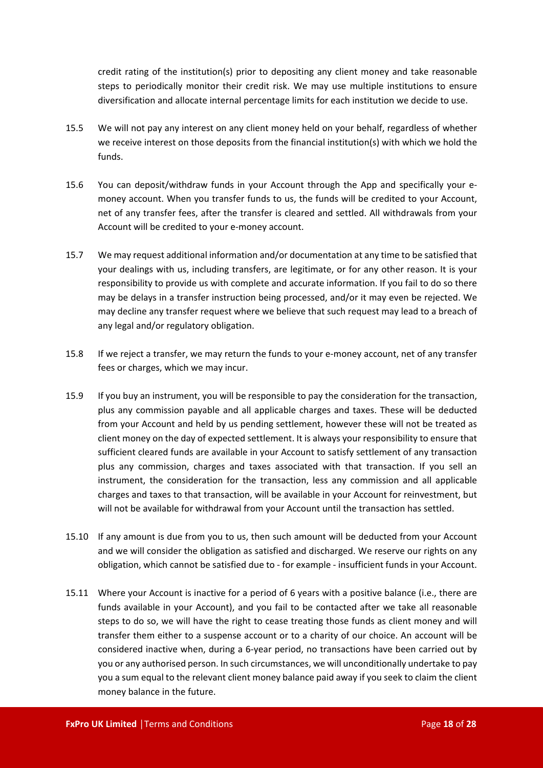credit rating of the institution(s) prior to depositing any client money and take reasonable steps to periodically monitor their credit risk. We may use multiple institutions to ensure diversification and allocate internal percentage limits for each institution we decide to use.

15.5 We will not pay any interest on any client money held on your behalf, regardless of whether we receive interest on those deposits from the financial institution(s) with which we hold the funds.

15.6 You can deposit/withdraw funds in your Account through the App and specifically your e-money account. When you transfer funds to us, the funds will be credited to your Account, net of any transfer fees, after the transfer is cleared and settled. All withdrawals from your Account will be credited to your e-money account.

15.7 We may request additional information and/or documentation at any time to be satisfied that your dealings with us, including transfers, are legitimate, or for any other reason. It is your responsibility to provide us with complete and accurate information. If you fail to do so there may be delays in a transfer instruction being processed, and/or it may even be rejected. We may decline any transfer request where we believe that such request may lead to a breach of any legal and/or regulatory obligation.

15.8 If we reject a transfer, we may return the funds to your e-money account, net of any transfer fees or charges, which we may incur.

15.9 If you buy an instrument, you will be responsible to pay the consideration for the transaction, plus any commission payable and all applicable charges and taxes. These will be deducted from your Account and held by us pending settlement, however these will not be treated as client money on the day of expected settlement. It is always your responsibility to ensure that sufficient cleared funds are available in your Account to satisfy settlement of any transaction plus any commission, charges and taxes associated with that transaction. If you sell an instrument, the consideration for the transaction, less any commission and all applicable charges and taxes to that transaction, will be available in your Account for reinvestment, but will not be available for withdrawal from your Account until the transaction has settled.

15.10 If any amount is due from you to us, then such amount will be deducted from your Account and we will consider the obligation as satisfied and discharged. We reserve our rights on any obligation, which cannot be satisfied due to - for example - insufficient funds in your Account.

15.11 Where your Account is inactive for a period of 6 years with a positive balance (i.e., there are funds available in your Account), and you fail to be contacted after we take all reasonable steps to do so, we will have the right to cease treating those funds as client money and will transfer them either to a suspense account or to a charity of our choice. An account will be considered inactive when, during a 6-year period, no transactions have been carried out by you or any authorised person. In such circumstances, we will unconditionally undertake to pay you a sum equal to the relevant client money balance paid away if you seek to claim the client money balance in the future.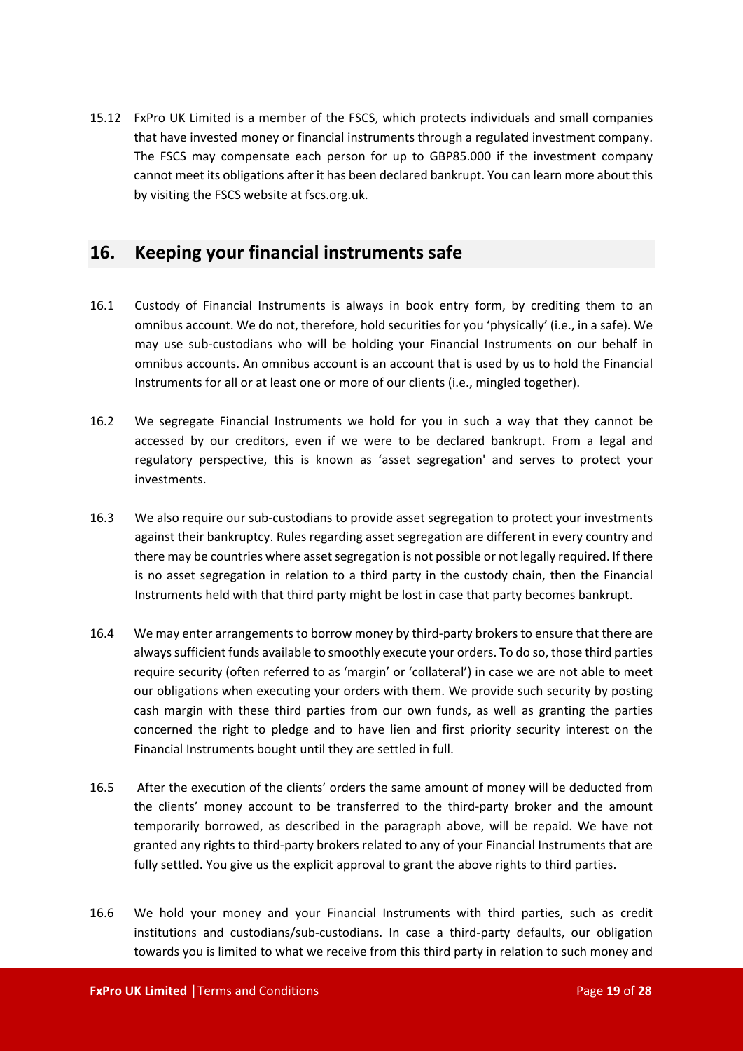15.12 FxPro UK Limited is a member of the FSCS, which protects individuals and small companies that have invested money or financial instruments through a regulated investment company. The FSCS may compensate each person for up to GBP85.000 if the investment company cannot meet its obligations after it has been declared bankrupt. You can learn more about this by visiting the FSCS website at fscs.org.uk.

## 16. Keeping your financial instruments safe

16.1 Custody of Financial Instruments is always in book entry form, by crediting them to an omnibus account. We do not, therefore, hold securities for you 'physically' (i.e., in a safe). We may use sub-custodians who will be holding your Financial Instruments on our behalf in omnibus accounts. An omnibus account is an account that is used by us to hold the Financial Instruments for all or at least one or more of our clients (i.e., mingled together).

16.2 We segregate Financial Instruments we hold for you in such a way that they cannot be accessed by our creditors, even if we were to be declared bankrupt. From a legal and regulatory perspective, this is known as 'asset segregation' and serves to protect your investments.

16.3 We also require our sub-custodians to provide asset segregation to protect your investments against their bankruptcy. Rules regarding asset segregation are different in every country and there may be countries where asset segregation is not possible or not legally required. If there is no asset segregation in relation to a third party in the custody chain, then the Financial Instruments held with that third party might be lost in case that party becomes bankrupt.

16.4 We may enter arrangements to borrow money by third-party brokers to ensure that there are always sufficient funds available to smoothly execute your orders. To do so, those third parties require security (often referred to as 'margin' or 'collateral') in case we are not able to meet our obligations when executing your orders with them. We provide such security by posting cash margin with these third parties from our own funds, as well as granting the parties concerned the right to pledge and to have lien and first priority security interest on the Financial Instruments bought until they are settled in full.

16.5 After the execution of the clients' orders the same amount of money will be deducted from the clients' money account to be transferred to the third-party broker and the amount temporarily borrowed, as described in the paragraph above, will be repaid. We have not granted any rights to third-party brokers related to any of your Financial Instruments that are fully settled. You give us the explicit approval to grant the above rights to third parties.

16.6 We hold your money and your Financial Instruments with third parties, such as credit institutions and custodians/sub-custodians. In case a third-party defaults, our obligation towards you is limited to what we receive from this third party in relation to such money and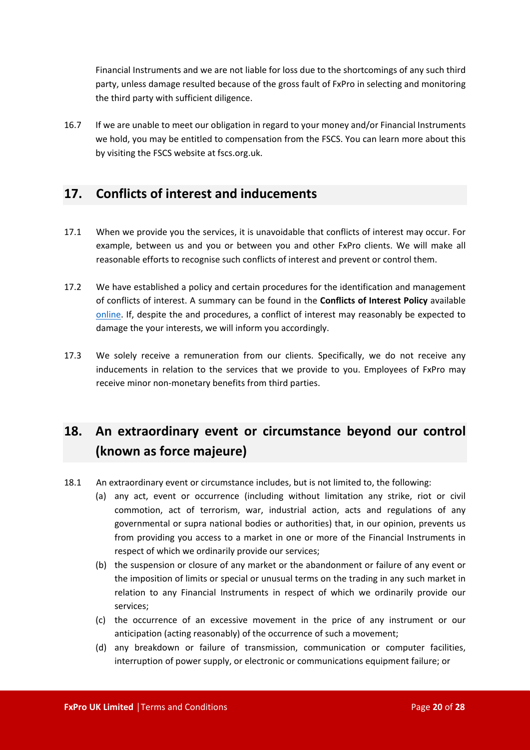Financial Instruments and we are not liable for loss due to the shortcomings of any such third party, unless damage resulted because of the gross fault of FxPro in selecting and monitoring the third party with sufficient diligence.

16.7 If we are unable to meet our obligation in regard to your money and/or Financial Instruments we hold, you may be entitled to compensation from the FSCS. You can learn more about this by visiting the FSCS website at fscs.org.uk.

## 17. Conflicts of interest and inducements

17.1 When we provide you the services, it is unavoidable that conflicts of interest may occur. For example, between us and you or between you and other FxPro clients. We will make all reasonable efforts to recognise such conflicts of interest and prevent or control them.

17.2 We have established a policy and certain procedures for the identification and management of conflicts of interest. A summary can be found in the **Conflicts of Interest Policy** available online. If, despite the and procedures, a conflict of interest may reasonably be expected to damage the your interests, we will inform you accordingly.

17.3 We solely receive a remuneration from our clients. Specifically, we do not receive any inducements in relation to the services that we provide to you. Employees of FxPro may receive minor non-monetary benefits from third parties.

## 18. An extraordinary event or circumstance beyond our control (known as force majeure)

18.1 An extraordinary event or circumstance includes, but is not limited to, the following:

(a) any act, event or occurrence (including without limitation any strike, riot or civil commotion, act of terrorism, war, industrial action, acts and regulations of any governmental or supra national bodies or authorities) that, in our opinion, prevents us from providing you access to a market in one or more of the Financial Instruments in respect of which we ordinarily provide our services;

(b) the suspension or closure of any market or the abandonment or failure of any event or the imposition of limits or special or unusual terms on the trading in any such market in relation to any Financial Instruments in respect of which we ordinarily provide our services;

(c) the occurrence of an excessive movement in the price of any instrument or our anticipation (acting reasonably) of the occurrence of such a movement;

(d) any breakdown or failure of transmission, communication or computer facilities, interruption of power supply, or electronic or communications equipment failure; or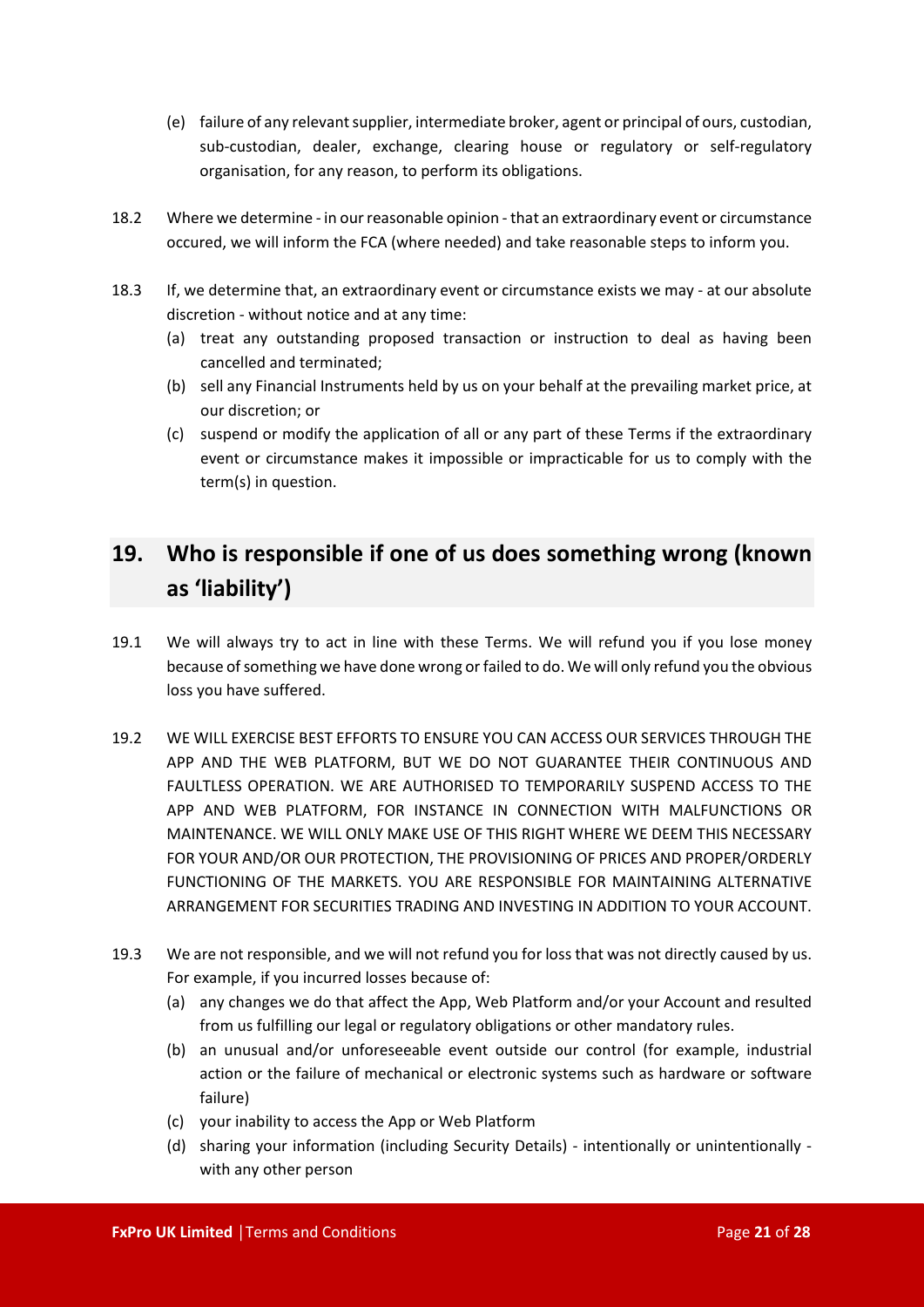(e) failure of any relevant supplier, intermediate broker, agent or principal of ours, custodian, sub-custodian, dealer, exchange, clearing house or regulatory or self-regulatory organisation, for any reason, to perform its obligations.

18.2 Where we determine - in our reasonable opinion - that an extraordinary event or circumstance occured, we will inform the FCA (where needed) and take reasonable steps to inform you.

18.3 If, we determine that, an extraordinary event or circumstance exists we may - at our absolute discretion - without notice and at any time:

(a) treat any outstanding proposed transaction or instruction to deal as having been cancelled and terminated;

(b) sell any Financial Instruments held by us on your behalf at the prevailing market price, at our discretion; or

(c) suspend or modify the application of all or any part of these Terms if the extraordinary event or circumstance makes it impossible or impracticable for us to comply with the term(s) in question.

## 19. Who is responsible if one of us does something wrong (known as 'liability')

19.1 We will always try to act in line with these Terms. We will refund you if you lose money because of something we have done wrong or failed to do. We will only refund you the obvious loss you have suffered.

19.2 WE WILL EXERCISE BEST EFFORTS TO ENSURE YOU CAN ACCESS OUR SERVICES THROUGH THE APP AND THE WEB PLATFORM, BUT WE DO NOT GUARANTEE THEIR CONTINUOUS AND FAULTLESS OPERATION. WE ARE AUTHORISED TO TEMPORARILY SUSPEND ACCESS TO THE APP AND WEB PLATFORM, FOR INSTANCE IN CONNECTION WITH MALFUNCTIONS OR MAINTENANCE. WE WILL ONLY MAKE USE OF THIS RIGHT WHERE WE DEEM THIS NECESSARY FOR YOUR AND/OR OUR PROTECTION, THE PROVISIONING OF PRICES AND PROPER/ORDERLY FUNCTIONING OF THE MARKETS. YOU ARE RESPONSIBLE FOR MAINTAINING ALTERNATIVE ARRANGEMENT FOR SECURITIES TRADING AND INVESTING IN ADDITION TO YOUR ACCOUNT.

19.3 We are not responsible, and we will not refund you for loss that was not directly caused by us. For example, if you incurred losses because of:

(a) any changes we do that affect the App, Web Platform and/or your Account and resulted from us fulfilling our legal or regulatory obligations or other mandatory rules.

(b) an unusual and/or unforeseeable event outside our control (for example, industrial action or the failure of mechanical or electronic systems such as hardware or software failure)

(c) your inability to access the App or Web Platform

(d) sharing your information (including Security Details) - intentionally or unintentionally - with any other person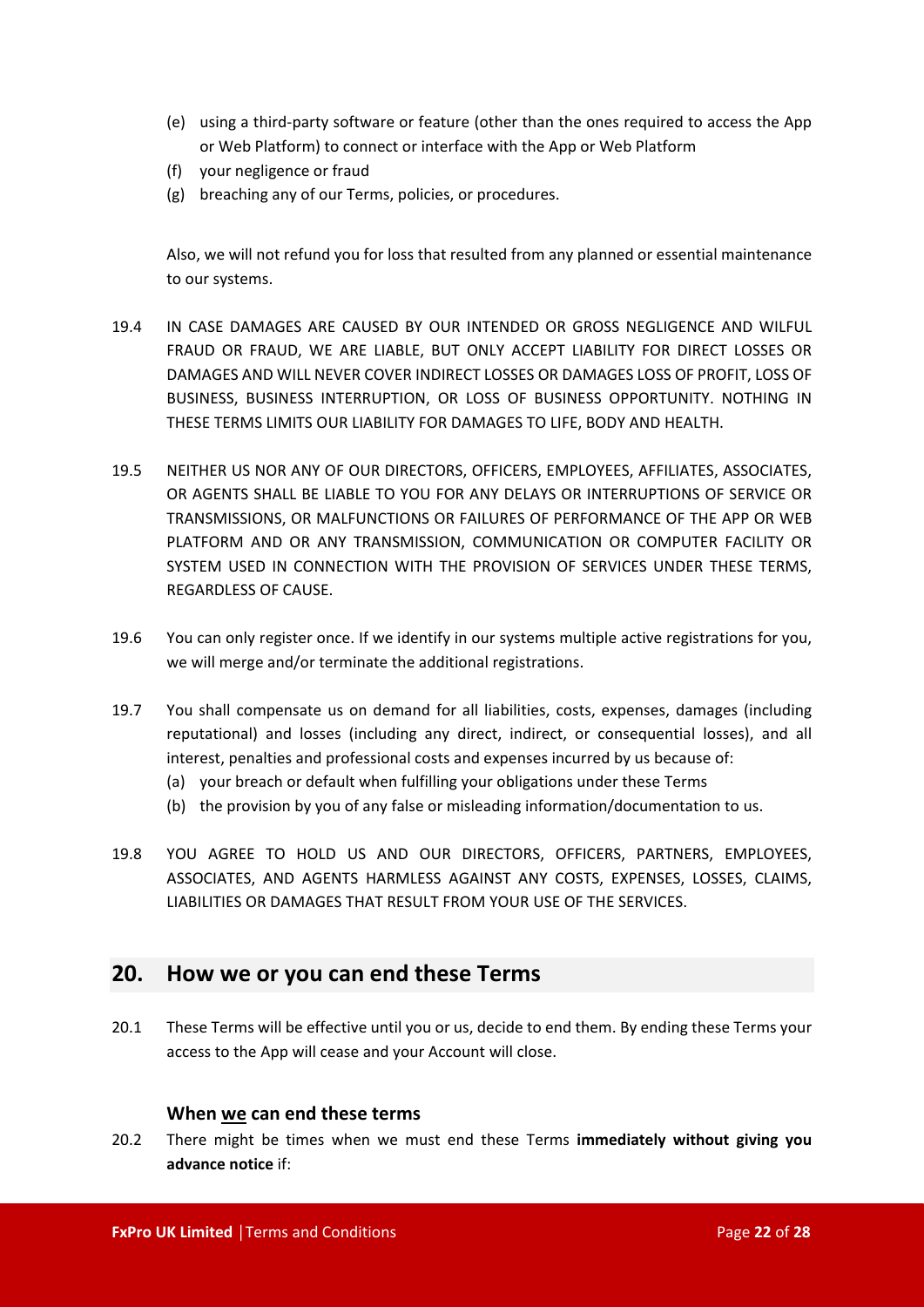(e) using a third-party software or feature (other than the ones required to access the App or Web Platform) to connect or interface with the App or Web Platform
(f) your negligence or fraud
(g) breaching any of our Terms, policies, or procedures.

Also, we will not refund you for loss that resulted from any planned or essential maintenance to our systems.

19.4 IN CASE DAMAGES ARE CAUSED BY OUR INTENDED OR GROSS NEGLIGENCE AND WILFUL FRAUD OR FRAUD, WE ARE LIABLE, BUT ONLY ACCEPT LIABILITY FOR DIRECT LOSSES OR DAMAGES AND WILL NEVER COVER INDIRECT LOSSES OR DAMAGES LOSS OF PROFIT, LOSS OF BUSINESS, BUSINESS INTERRUPTION, OR LOSS OF BUSINESS OPPORTUNITY. NOTHING IN THESE TERMS LIMITS OUR LIABILITY FOR DAMAGES TO LIFE, BODY AND HEALTH.

19.5 NEITHER US NOR ANY OF OUR DIRECTORS, OFFICERS, EMPLOYEES, AFFILIATES, ASSOCIATES, OR AGENTS SHALL BE LIABLE TO YOU FOR ANY DELAYS OR INTERRUPTIONS OF SERVICE OR TRANSMISSIONS, OR MALFUNCTIONS OR FAILURES OF PERFORMANCE OF THE APP OR WEB PLATFORM AND OR ANY TRANSMISSION, COMMUNICATION OR COMPUTER FACILITY OR SYSTEM USED IN CONNECTION WITH THE PROVISION OF SERVICES UNDER THESE TERMS, REGARDLESS OF CAUSE.

19.6 You can only register once. If we identify in our systems multiple active registrations for you, we will merge and/or terminate the additional registrations.

19.7 You shall compensate us on demand for all liabilities, costs, expenses, damages (including reputational) and losses (including any direct, indirect, or consequential losses), and all interest, penalties and professional costs and expenses incurred by us because of:
(a) your breach or default when fulfilling your obligations under these Terms
(b) the provision by you of any false or misleading information/documentation to us.

19.8 YOU AGREE TO HOLD US AND OUR DIRECTORS, OFFICERS, PARTNERS, EMPLOYEES, ASSOCIATES, AND AGENTS HARMLESS AGAINST ANY COSTS, EXPENSES, LOSSES, CLAIMS, LIABILITIES OR DAMAGES THAT RESULT FROM YOUR USE OF THE SERVICES.

## 20. How we or you can end these Terms

20.1 These Terms will be effective until you or us, decide to end them. By ending these Terms your access to the App will cease and your Account will close.

### When we can end these terms

20.2 There might be times when we must end these Terms **immediately without giving you advance notice** if: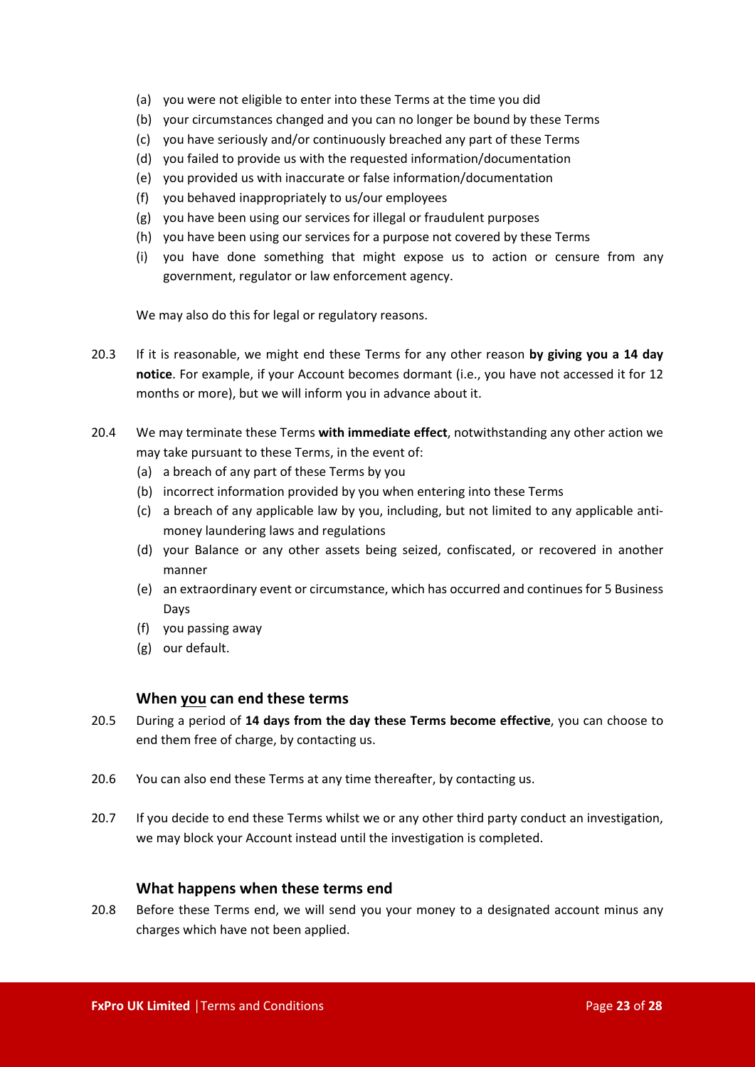(a) you were not eligible to enter into these Terms at the time you did
(b) your circumstances changed and you can no longer be bound by these Terms
(c) you have seriously and/or continuously breached any part of these Terms
(d) you failed to provide us with the requested information/documentation
(e) you provided us with inaccurate or false information/documentation
(f) you behaved inappropriately to us/our employees
(g) you have been using our services for illegal or fraudulent purposes
(h) you have been using our services for a purpose not covered by these Terms
(i) you have done something that might expose us to action or censure from any government, regulator or law enforcement agency.

We may also do this for legal or regulatory reasons.

20.3 If it is reasonable, we might end these Terms for any other reason **by giving you a 14 day notice**. For example, if your Account becomes dormant (i.e., you have not accessed it for 12 months or more), but we will inform you in advance about it.

20.4 We may terminate these Terms **with immediate effect**, notwithstanding any other action we may take pursuant to these Terms, in the event of:
(a) a breach of any part of these Terms by you
(b) incorrect information provided by you when entering into these Terms
(c) a breach of any applicable law by you, including, but not limited to any applicable anti-money laundering laws and regulations
(d) your Balance or any other assets being seized, confiscated, or recovered in another manner
(e) an extraordinary event or circumstance, which has occurred and continues for 5 Business Days
(f) you passing away
(g) our default.

### When you can end these terms

20.5 During a period of **14 days from the day these Terms become effective**, you can choose to end them free of charge, by contacting us.

20.6 You can also end these Terms at any time thereafter, by contacting us.

20.7 If you decide to end these Terms whilst we or any other third party conduct an investigation, we may block your Account instead until the investigation is completed.

### What happens when these terms end

20.8 Before these Terms end, we will send you your money to a designated account minus any charges which have not been applied.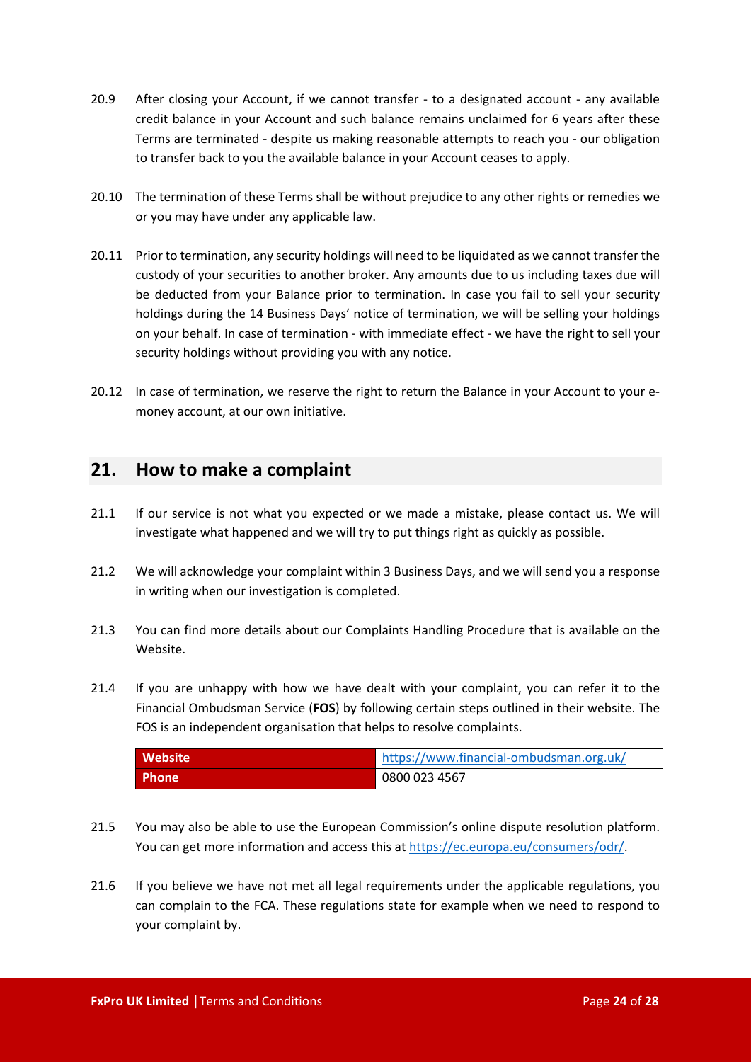20.9 After closing your Account, if we cannot transfer - to a designated account - any available credit balance in your Account and such balance remains unclaimed for 6 years after these Terms are terminated - despite us making reasonable attempts to reach you - our obligation to transfer back to you the available balance in your Account ceases to apply.

20.10 The termination of these Terms shall be without prejudice to any other rights or remedies we or you may have under any applicable law.

20.11 Prior to termination, any security holdings will need to be liquidated as we cannot transfer the custody of your securities to another broker. Any amounts due to us including taxes due will be deducted from your Balance prior to termination. In case you fail to sell your security holdings during the 14 Business Days' notice of termination, we will be selling your holdings on your behalf. In case of termination - with immediate effect - we have the right to sell your security holdings without providing you with any notice.

20.12 In case of termination, we reserve the right to return the Balance in your Account to your e-money account, at our own initiative.

## 21. How to make a complaint

21.1 If our service is not what you expected or we made a mistake, please contact us. We will investigate what happened and we will try to put things right as quickly as possible.

21.2 We will acknowledge your complaint within 3 Business Days, and we will send you a response in writing when our investigation is completed.

21.3 You can find more details about our Complaints Handling Procedure that is available on the Website.

21.4 If you are unhappy with how we have dealt with your complaint, you can refer it to the Financial Ombudsman Service (**FOS**) by following certain steps outlined in their website. The FOS is an independent organisation that helps to resolve complaints.

| | |
|---|---|
| **Website** | https://www.financial-ombudsman.org.uk/ |
| **Phone** | 0800 023 4567 |

21.5 You may also be able to use the European Commission's online dispute resolution platform. You can get more information and access this at https://ec.europa.eu/consumers/odr/.

21.6 If you believe we have not met all legal requirements under the applicable regulations, you can complain to the FCA. These regulations state for example when we need to respond to your complaint by.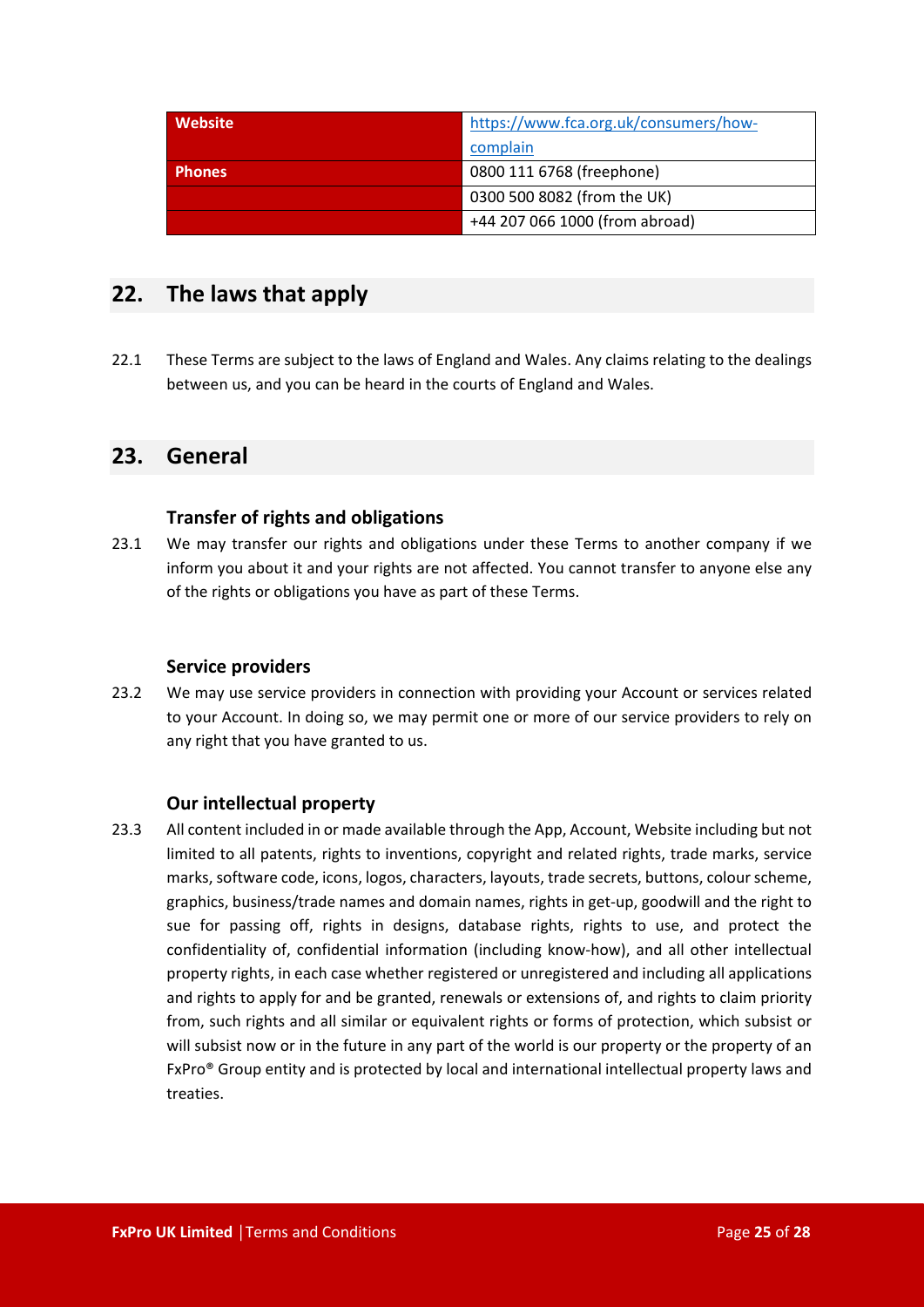| Website | https://www.fca.org.uk/consumers/how-complain |
| --- | --- |
| Phones | 0800 111 6768 (freephone) |
| | 0300 500 8082 (from the UK) |
| | +44 207 066 1000 (from abroad) |

## 22. The laws that apply

22.1 These Terms are subject to the laws of England and Wales. Any claims relating to the dealings between us, and you can be heard in the courts of England and Wales.

## 23. General

### Transfer of rights and obligations

23.1 We may transfer our rights and obligations under these Terms to another company if we inform you about it and your rights are not affected. You cannot transfer to anyone else any of the rights or obligations you have as part of these Terms.

### Service providers

23.2 We may use service providers in connection with providing your Account or services related to your Account. In doing so, we may permit one or more of our service providers to rely on any right that you have granted to us.

### Our intellectual property

23.3 All content included in or made available through the App, Account, Website including but not limited to all patents, rights to inventions, copyright and related rights, trade marks, service marks, software code, icons, logos, characters, layouts, trade secrets, buttons, colour scheme, graphics, business/trade names and domain names, rights in get-up, goodwill and the right to sue for passing off, rights in designs, database rights, rights to use, and protect the confidentiality of, confidential information (including know-how), and all other intellectual property rights, in each case whether registered or unregistered and including all applications and rights to apply for and be granted, renewals or extensions of, and rights to claim priority from, such rights and all similar or equivalent rights or forms of protection, which subsist or will subsist now or in the future in any part of the world is our property or the property of an FxPro® Group entity and is protected by local and international intellectual property laws and treaties.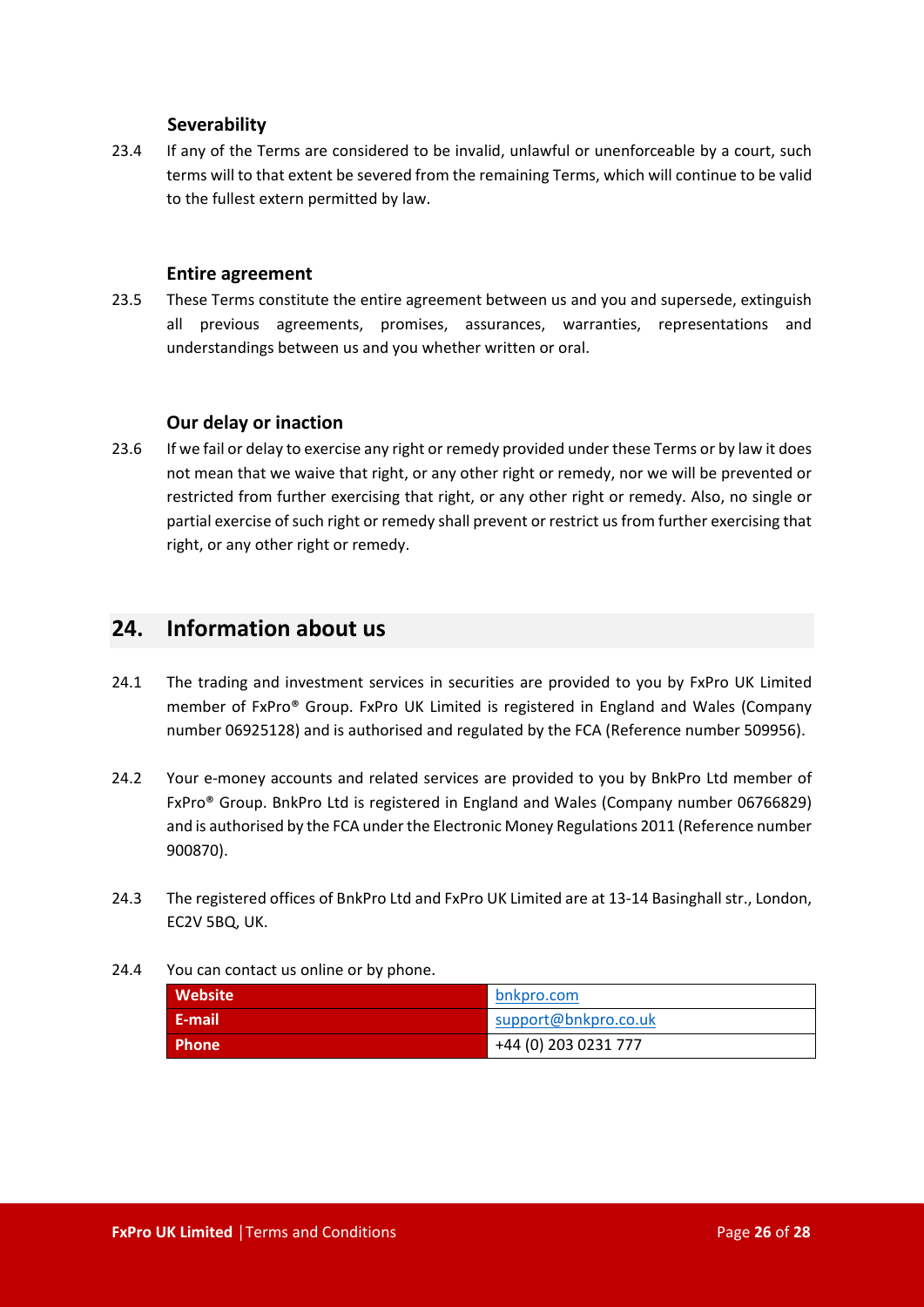### Severability

23.4 If any of the Terms are considered to be invalid, unlawful or unenforceable by a court, such terms will to that extent be severed from the remaining Terms, which will continue to be valid to the fullest extern permitted by law.

### Entire agreement

23.5 These Terms constitute the entire agreement between us and you and supersede, extinguish all previous agreements, promises, assurances, warranties, representations and understandings between us and you whether written or oral.

### Our delay or inaction

23.6 If we fail or delay to exercise any right or remedy provided under these Terms or by law it does not mean that we waive that right, or any other right or remedy, nor we will be prevented or restricted from further exercising that right, or any other right or remedy. Also, no single or partial exercise of such right or remedy shall prevent or restrict us from further exercising that right, or any other right or remedy.

## 24. Information about us

24.1 The trading and investment services in securities are provided to you by FxPro UK Limited member of FxPro® Group. FxPro UK Limited is registered in England and Wales (Company number 06925128) and is authorised and regulated by the FCA (Reference number 509956).

24.2 Your e-money accounts and related services are provided to you by BnkPro Ltd member of FxPro® Group. BnkPro Ltd is registered in England and Wales (Company number 06766829) and is authorised by the FCA under the Electronic Money Regulations 2011 (Reference number 900870).

24.3 The registered offices of BnkPro Ltd and FxPro UK Limited are at 13-14 Basinghall str., London, EC2V 5BQ, UK.

24.4 You can contact us online or by phone.

| | |
|---|---|
| **Website** | bnkpro.com |
| **E-mail** | support@bnkpro.co.uk |
| **Phone** | +44 (0) 203 0231 777 |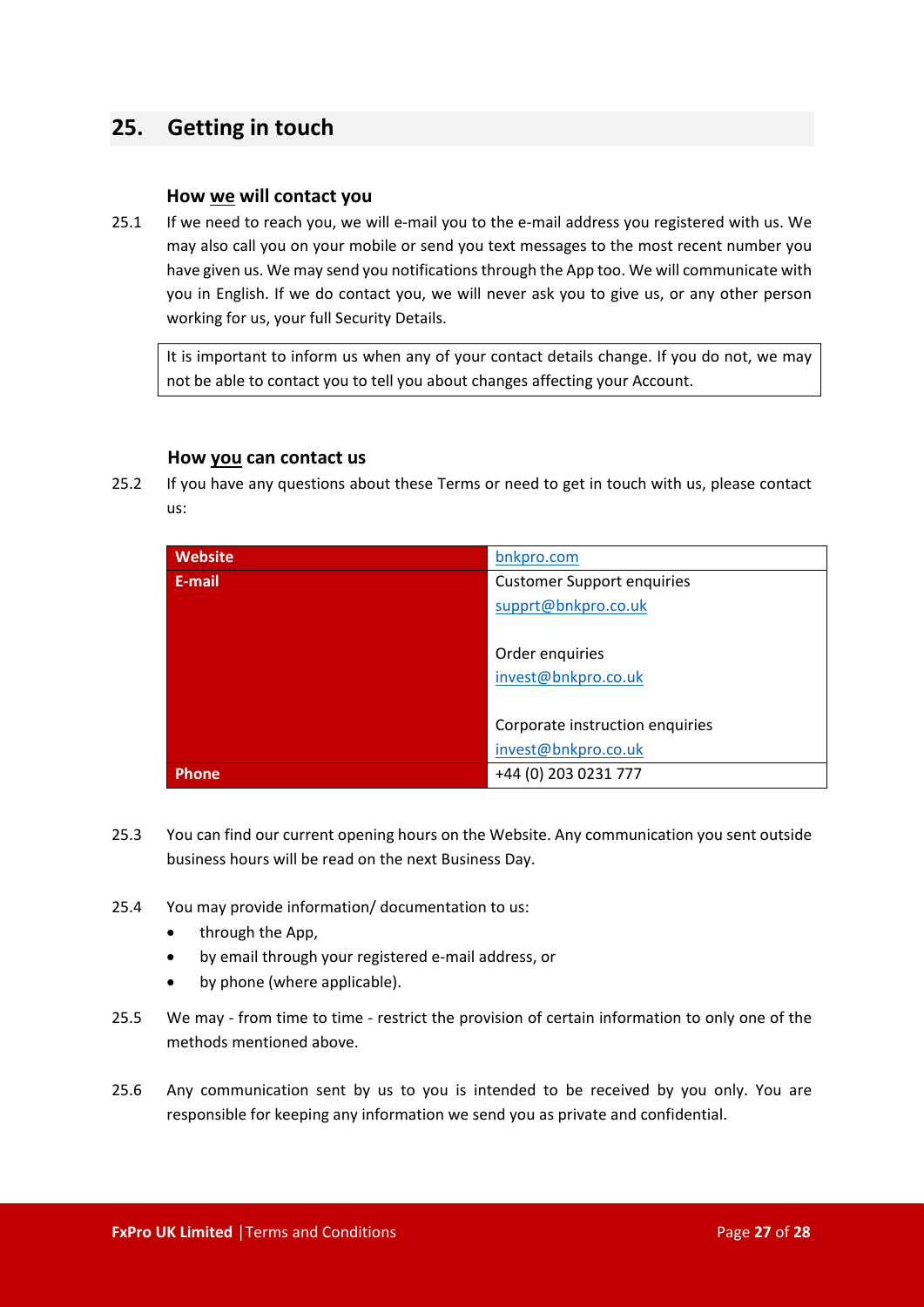## 25. Getting in touch

### How <u>we</u> will contact you

25.1 If we need to reach you, we will e-mail you to the e-mail address you registered with us. We may also call you on your mobile or send you text messages to the most recent number you have given us. We may send you notifications through the App too. We will communicate with you in English. If we do contact you, we will never ask you to give us, or any other person working for us, your full Security Details.

> It is important to inform us when any of your contact details change. If you do not, we may not be able to contact you to tell you about changes affecting your Account.

### How <u>you</u> can contact us

25.2 If you have any questions about these Terms or need to get in touch with us, please contact us:

| **Website** | bnkpro.com |
|---|---|
| **E-mail** | Customer Support enquiries<br>supprt@bnkpro.co.uk<br><br>Order enquiries<br>invest@bnkpro.co.uk<br><br>Corporate instruction enquiries<br>invest@bnkpro.co.uk |
| **Phone** | +44 (0) 203 0231 777 |

25.3 You can find our current opening hours on the Website. Any communication you sent outside business hours will be read on the next Business Day.

25.4 You may provide information/ documentation to us:

- through the App,
- by email through your registered e-mail address, or
- by phone (where applicable).

25.5 We may - from time to time - restrict the provision of certain information to only one of the methods mentioned above.

25.6 Any communication sent by us to you is intended to be received by you only. You are responsible for keeping any information we send you as private and confidential.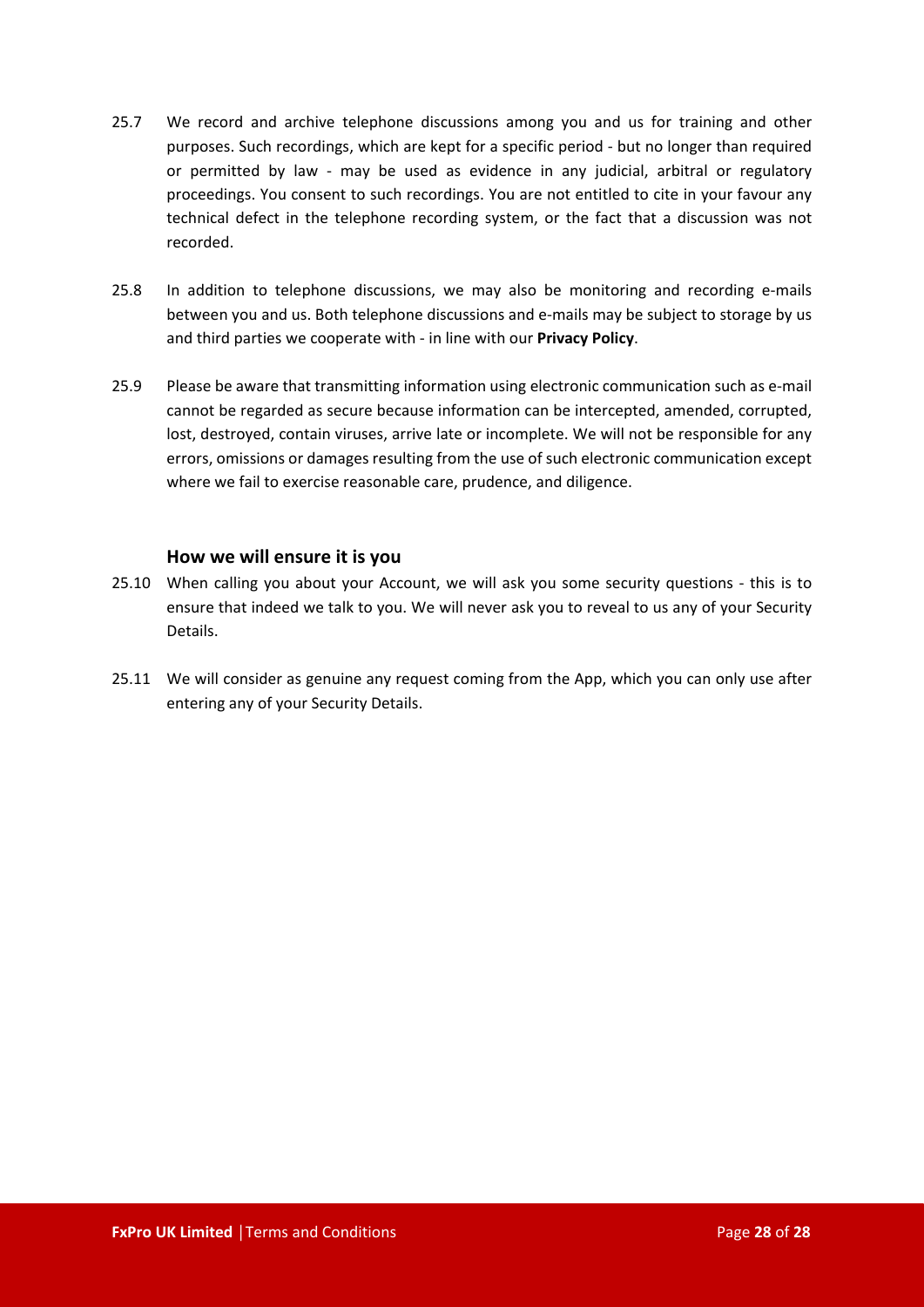25.7 We record and archive telephone discussions among you and us for training and other purposes. Such recordings, which are kept for a specific period - but no longer than required or permitted by law - may be used as evidence in any judicial, arbitral or regulatory proceedings. You consent to such recordings. You are not entitled to cite in your favour any technical defect in the telephone recording system, or the fact that a discussion was not recorded.

25.8 In addition to telephone discussions, we may also be monitoring and recording e-mails between you and us. Both telephone discussions and e-mails may be subject to storage by us and third parties we cooperate with - in line with our **Privacy Policy**.

25.9 Please be aware that transmitting information using electronic communication such as e-mail cannot be regarded as secure because information can be intercepted, amended, corrupted, lost, destroyed, contain viruses, arrive late or incomplete. We will not be responsible for any errors, omissions or damages resulting from the use of such electronic communication except where we fail to exercise reasonable care, prudence, and diligence.

### How we will ensure it is you

25.10 When calling you about your Account, we will ask you some security questions - this is to ensure that indeed we talk to you. We will never ask you to reveal to us any of your Security Details.

25.11 We will consider as genuine any request coming from the App, which you can only use after entering any of your Security Details.